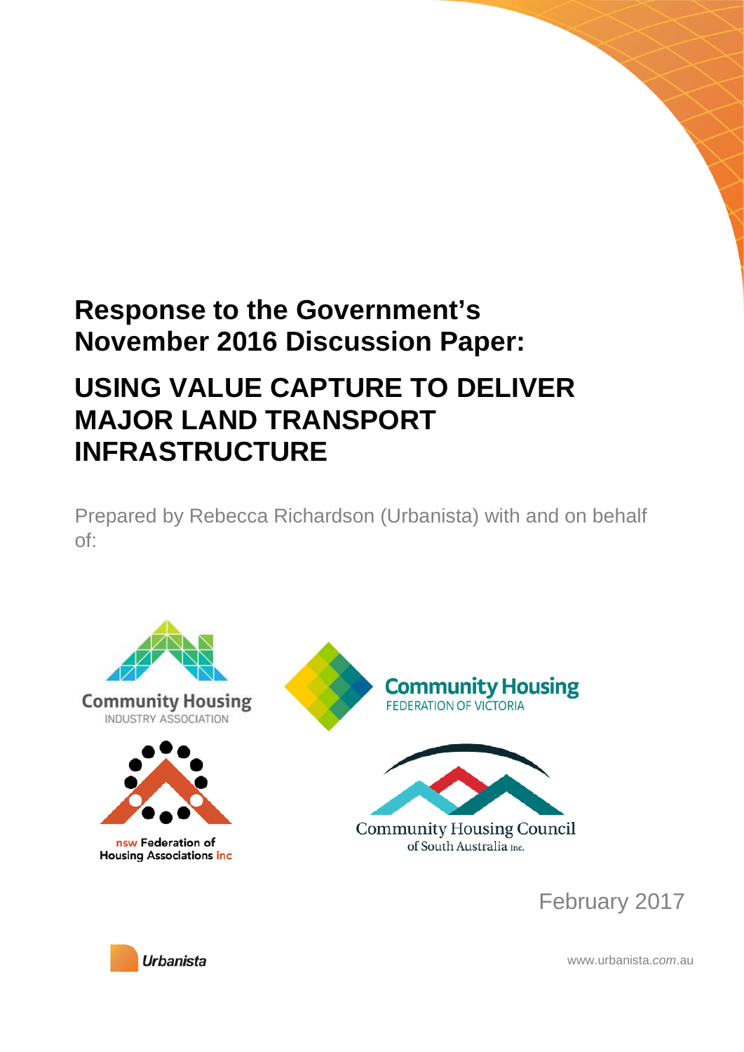# Response to the Government's November 2016 Discussion Paper:

# USING VALUE CAPTURE TO DELIVER MAJOR LAND TRANSPORT INFRASTRUCTURE

Prepared by Rebecca Richardson (Urbanista) with and on behalf of:

Community Housing
INDUSTRY ASSOCIATION

Community Housing
FEDERATION OF VICTORIA

nsw Federation of
Housing Associations inc

Community Housing Council
of South Australia Inc.

February 2017

Urbanista

www.urbanista.com.au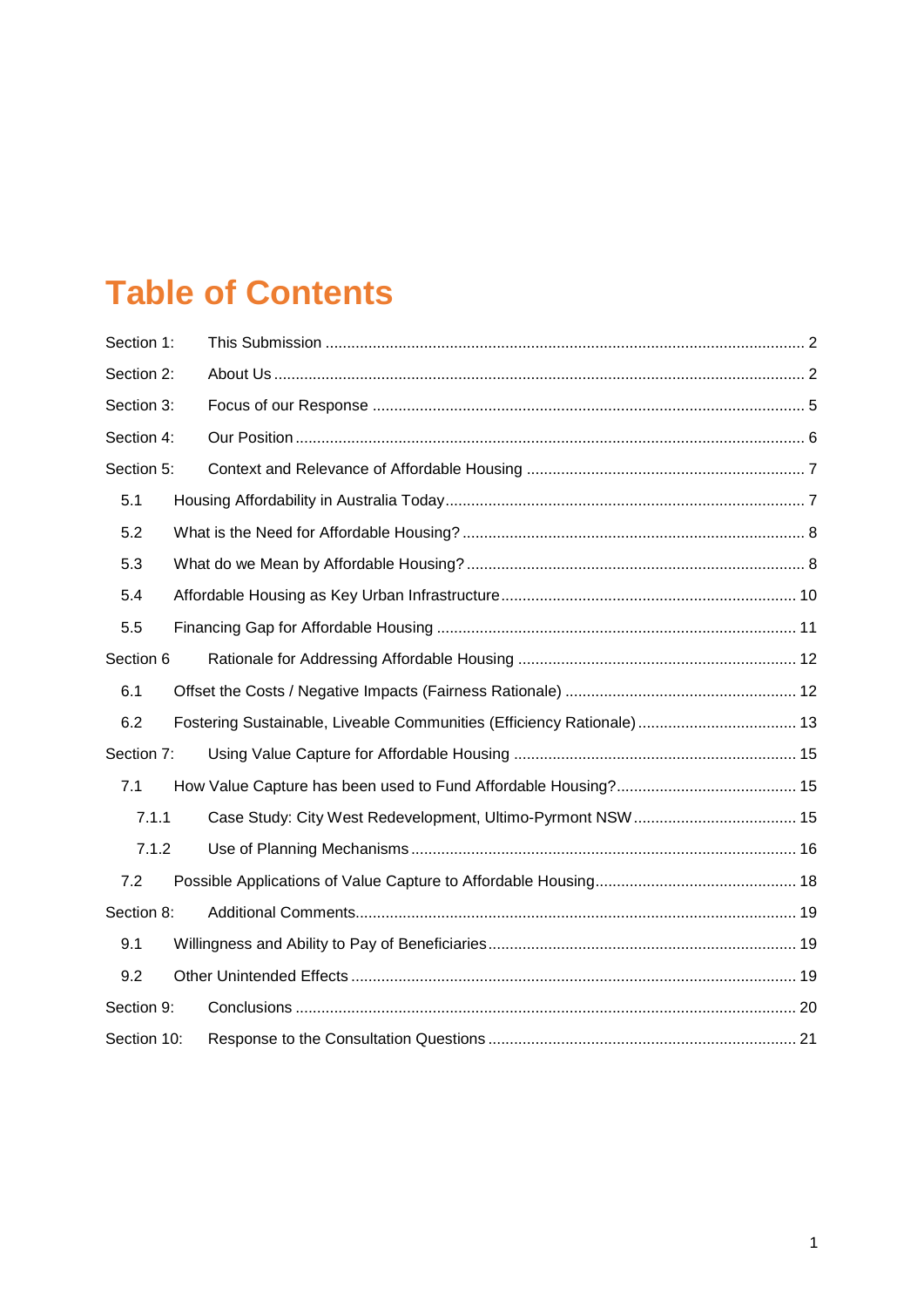# Table of Contents

Section 1: This Submission ........ 2

Section 2: About Us ........ 2

Section 3: Focus of our Response ........ 5

Section 4: Our Position ........ 6

Section 5: Context and Relevance of Affordable Housing ........ 7

- 5.1 Housing Affordability in Australia Today ........ 7
- 5.2 What is the Need for Affordable Housing? ........ 8
- 5.3 What do we Mean by Affordable Housing? ........ 8
- 5.4 Affordable Housing as Key Urban Infrastructure ........ 10
- 5.5 Financing Gap for Affordable Housing ........ 11

Section 6 Rationale for Addressing Affordable Housing ........ 12

- 6.1 Offset the Costs / Negative Impacts (Fairness Rationale) ........ 12
- 6.2 Fostering Sustainable, Liveable Communities (Efficiency Rationale) ........ 13

Section 7: Using Value Capture for Affordable Housing ........ 15

- 7.1 How Value Capture has been used to Fund Affordable Housing? ........ 15
  - 7.1.1 Case Study: City West Redevelopment, Ultimo-Pyrmont NSW ........ 15
  - 7.1.2 Use of Planning Mechanisms ........ 16
- 7.2 Possible Applications of Value Capture to Affordable Housing ........ 18

Section 8: Additional Comments ........ 19

- 9.1 Willingness and Ability to Pay of Beneficiaries ........ 19
- 9.2 Other Unintended Effects ........ 19

Section 9: Conclusions ........ 20

Section 10: Response to the Consultation Questions ........ 21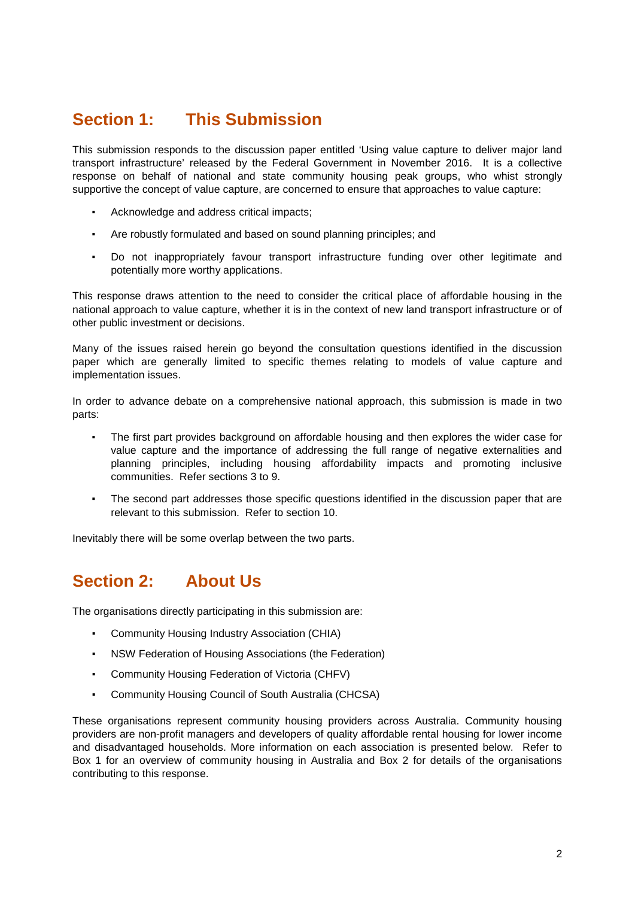## Section 1: This Submission

This submission responds to the discussion paper entitled 'Using value capture to deliver major land transport infrastructure' released by the Federal Government in November 2016. It is a collective response on behalf of national and state community housing peak groups, who whist strongly supportive the concept of value capture, are concerned to ensure that approaches to value capture:

- Acknowledge and address critical impacts;
- Are robustly formulated and based on sound planning principles; and
- Do not inappropriately favour transport infrastructure funding over other legitimate and potentially more worthy applications.

This response draws attention to the need to consider the critical place of affordable housing in the national approach to value capture, whether it is in the context of new land transport infrastructure or of other public investment or decisions.

Many of the issues raised herein go beyond the consultation questions identified in the discussion paper which are generally limited to specific themes relating to models of value capture and implementation issues.

In order to advance debate on a comprehensive national approach, this submission is made in two parts:

- The first part provides background on affordable housing and then explores the wider case for value capture and the importance of addressing the full range of negative externalities and planning principles, including housing affordability impacts and promoting inclusive communities. Refer sections 3 to 9.
- The second part addresses those specific questions identified in the discussion paper that are relevant to this submission. Refer to section 10.

Inevitably there will be some overlap between the two parts.

## Section 2: About Us

The organisations directly participating in this submission are:

- Community Housing Industry Association (CHIA)
- NSW Federation of Housing Associations (the Federation)
- Community Housing Federation of Victoria (CHFV)
- Community Housing Council of South Australia (CHCSA)

These organisations represent community housing providers across Australia. Community housing providers are non-profit managers and developers of quality affordable rental housing for lower income and disadvantaged households. More information on each association is presented below. Refer to Box 1 for an overview of community housing in Australia and Box 2 for details of the organisations contributing to this response.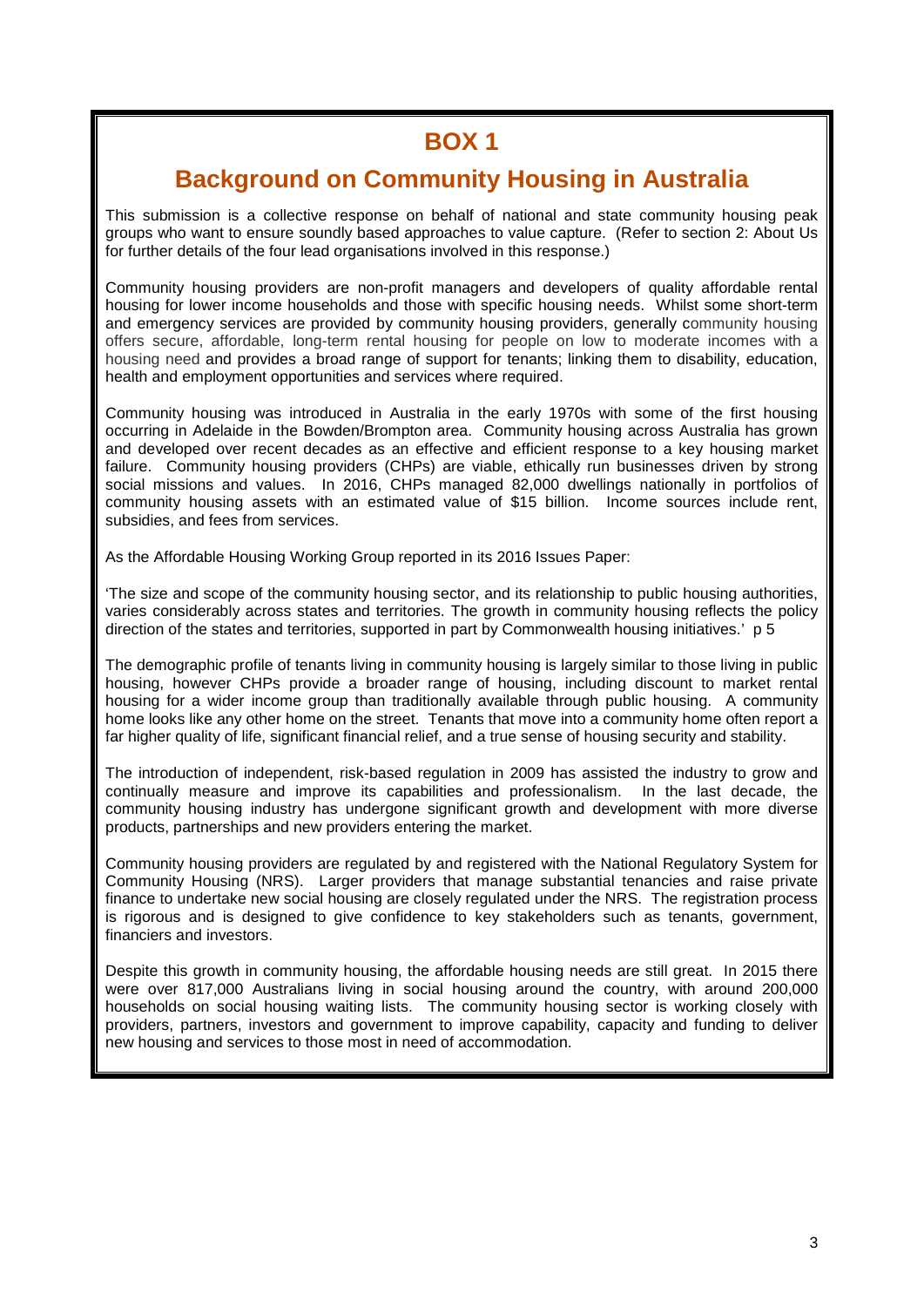# BOX 1

## Background on Community Housing in Australia

This submission is a collective response on behalf of national and state community housing peak groups who want to ensure soundly based approaches to value capture. (Refer to section 2: About Us for further details of the four lead organisations involved in this response.)

Community housing providers are non-profit managers and developers of quality affordable rental housing for lower income households and those with specific housing needs. Whilst some short-term and emergency services are provided by community housing providers, generally community housing offers secure, affordable, long-term rental housing for people on low to moderate incomes with a housing need and provides a broad range of support for tenants; linking them to disability, education, health and employment opportunities and services where required.

Community housing was introduced in Australia in the early 1970s with some of the first housing occurring in Adelaide in the Bowden/Brompton area. Community housing across Australia has grown and developed over recent decades as an effective and efficient response to a key housing market failure. Community housing providers (CHPs) are viable, ethically run businesses driven by strong social missions and values. In 2016, CHPs managed 82,000 dwellings nationally in portfolios of community housing assets with an estimated value of $15 billion. Income sources include rent, subsidies, and fees from services.

As the Affordable Housing Working Group reported in its 2016 Issues Paper:

'The size and scope of the community housing sector, and its relationship to public housing authorities, varies considerably across states and territories. The growth in community housing reflects the policy direction of the states and territories, supported in part by Commonwealth housing initiatives.' p 5

The demographic profile of tenants living in community housing is largely similar to those living in public housing, however CHPs provide a broader range of housing, including discount to market rental housing for a wider income group than traditionally available through public housing. A community home looks like any other home on the street. Tenants that move into a community home often report a far higher quality of life, significant financial relief, and a true sense of housing security and stability.

The introduction of independent, risk-based regulation in 2009 has assisted the industry to grow and continually measure and improve its capabilities and professionalism. In the last decade, the community housing industry has undergone significant growth and development with more diverse products, partnerships and new providers entering the market.

Community housing providers are regulated by and registered with the National Regulatory System for Community Housing (NRS). Larger providers that manage substantial tenancies and raise private finance to undertake new social housing are closely regulated under the NRS. The registration process is rigorous and is designed to give confidence to key stakeholders such as tenants, government, financiers and investors.

Despite this growth in community housing, the affordable housing needs are still great. In 2015 there were over 817,000 Australians living in social housing around the country, with around 200,000 households on social housing waiting lists. The community housing sector is working closely with providers, partners, investors and government to improve capability, capacity and funding to deliver new housing and services to those most in need of accommodation.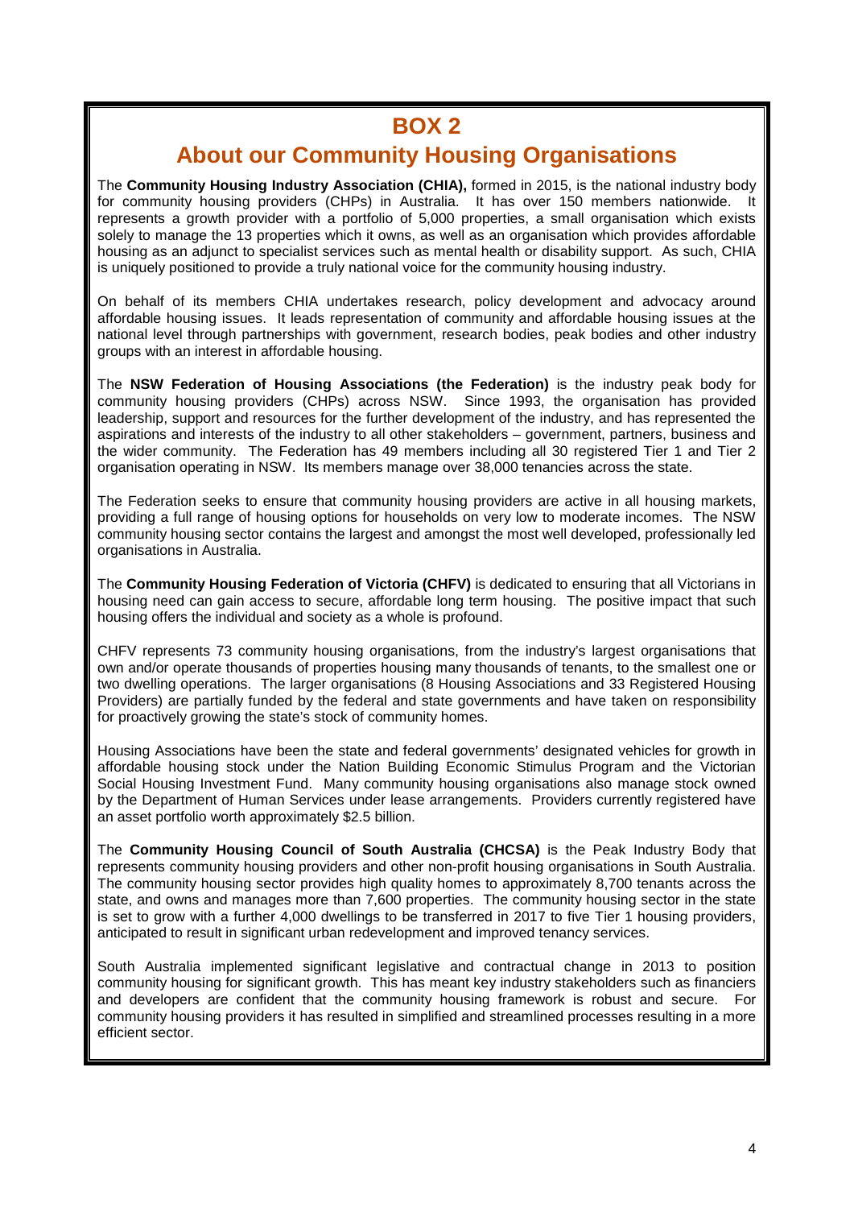# BOX 2

## About our Community Housing Organisations

The **Community Housing Industry Association (CHIA),** formed in 2015, is the national industry body for community housing providers (CHPs) in Australia. It has over 150 members nationwide. It represents a growth provider with a portfolio of 5,000 properties, a small organisation which exists solely to manage the 13 properties which it owns, as well as an organisation which provides affordable housing as an adjunct to specialist services such as mental health or disability support. As such, CHIA is uniquely positioned to provide a truly national voice for the community housing industry.

On behalf of its members CHIA undertakes research, policy development and advocacy around affordable housing issues. It leads representation of community and affordable housing issues at the national level through partnerships with government, research bodies, peak bodies and other industry groups with an interest in affordable housing.

The **NSW Federation of Housing Associations (the Federation)** is the industry peak body for community housing providers (CHPs) across NSW. Since 1993, the organisation has provided leadership, support and resources for the further development of the industry, and has represented the aspirations and interests of the industry to all other stakeholders – government, partners, business and the wider community. The Federation has 49 members including all 30 registered Tier 1 and Tier 2 organisation operating in NSW. Its members manage over 38,000 tenancies across the state.

The Federation seeks to ensure that community housing providers are active in all housing markets, providing a full range of housing options for households on very low to moderate incomes. The NSW community housing sector contains the largest and amongst the most well developed, professionally led organisations in Australia.

The **Community Housing Federation of Victoria (CHFV)** is dedicated to ensuring that all Victorians in housing need can gain access to secure, affordable long term housing. The positive impact that such housing offers the individual and society as a whole is profound.

CHFV represents 73 community housing organisations, from the industry's largest organisations that own and/or operate thousands of properties housing many thousands of tenants, to the smallest one or two dwelling operations. The larger organisations (8 Housing Associations and 33 Registered Housing Providers) are partially funded by the federal and state governments and have taken on responsibility for proactively growing the state's stock of community homes.

Housing Associations have been the state and federal governments' designated vehicles for growth in affordable housing stock under the Nation Building Economic Stimulus Program and the Victorian Social Housing Investment Fund. Many community housing organisations also manage stock owned by the Department of Human Services under lease arrangements. Providers currently registered have an asset portfolio worth approximately $2.5 billion.

The **Community Housing Council of South Australia (CHCSA)** is the Peak Industry Body that represents community housing providers and other non-profit housing organisations in South Australia. The community housing sector provides high quality homes to approximately 8,700 tenants across the state, and owns and manages more than 7,600 properties. The community housing sector in the state is set to grow with a further 4,000 dwellings to be transferred in 2017 to five Tier 1 housing providers, anticipated to result in significant urban redevelopment and improved tenancy services.

South Australia implemented significant legislative and contractual change in 2013 to position community housing for significant growth. This has meant key industry stakeholders such as financiers and developers are confident that the community housing framework is robust and secure. For community housing providers it has resulted in simplified and streamlined processes resulting in a more efficient sector.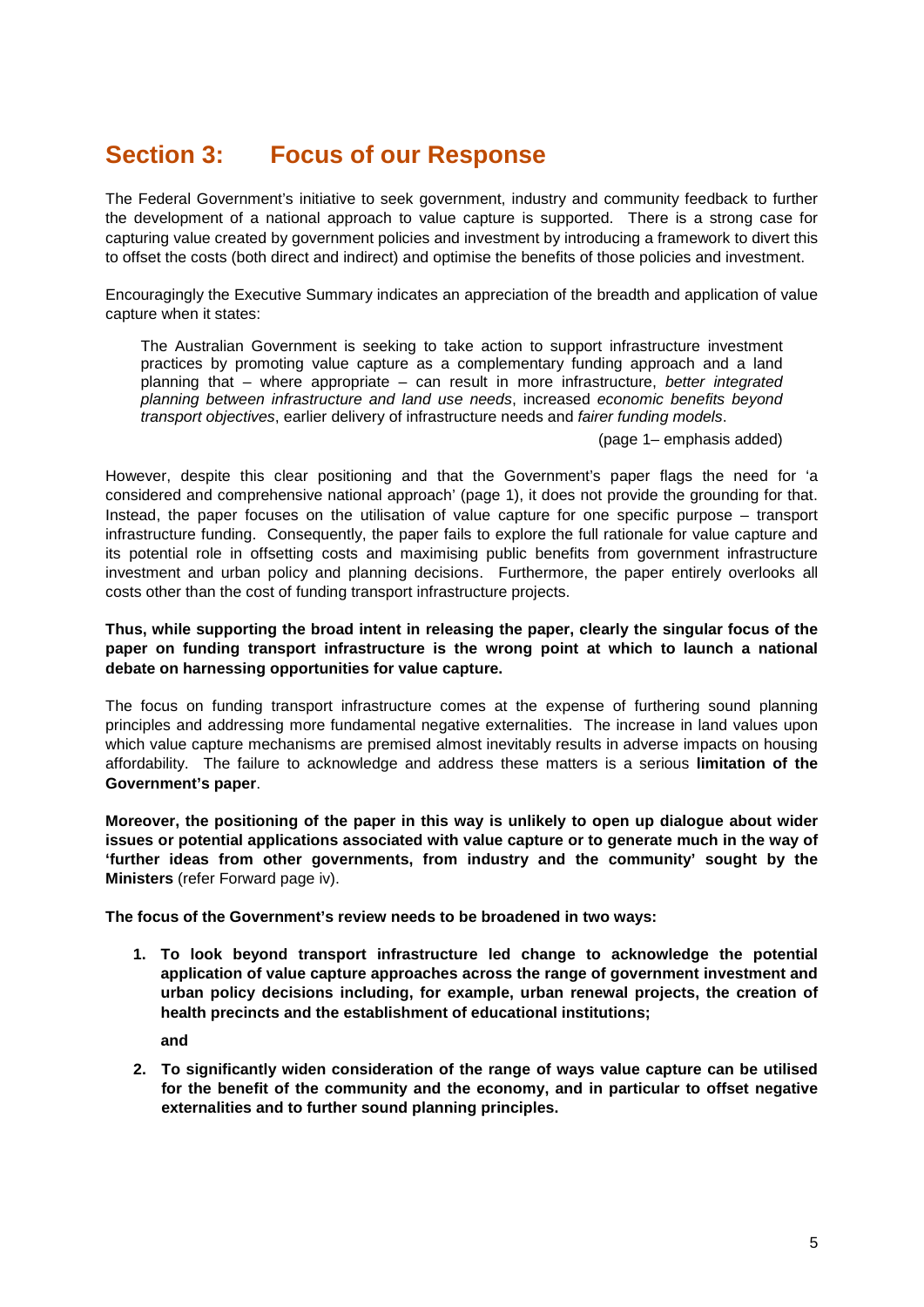# Section 3: Focus of our Response

The Federal Government's initiative to seek government, industry and community feedback to further the development of a national approach to value capture is supported. There is a strong case for capturing value created by government policies and investment by introducing a framework to divert this to offset the costs (both direct and indirect) and optimise the benefits of those policies and investment.

Encouragingly the Executive Summary indicates an appreciation of the breadth and application of value capture when it states:

> The Australian Government is seeking to take action to support infrastructure investment practices by promoting value capture as a complementary funding approach and a land planning that – where appropriate – can result in more infrastructure, *better integrated planning between infrastructure and land use needs*, increased *economic benefits beyond transport objectives*, earlier delivery of infrastructure needs and *fairer funding models*.
>
> (page 1– emphasis added)

However, despite this clear positioning and that the Government's paper flags the need for 'a considered and comprehensive national approach' (page 1), it does not provide the grounding for that. Instead, the paper focuses on the utilisation of value capture for one specific purpose – transport infrastructure funding. Consequently, the paper fails to explore the full rationale for value capture and its potential role in offsetting costs and maximising public benefits from government infrastructure investment and urban policy and planning decisions. Furthermore, the paper entirely overlooks all costs other than the cost of funding transport infrastructure projects.

**Thus, while supporting the broad intent in releasing the paper, clearly the singular focus of the paper on funding transport infrastructure is the wrong point at which to launch a national debate on harnessing opportunities for value capture.**

The focus on funding transport infrastructure comes at the expense of furthering sound planning principles and addressing more fundamental negative externalities. The increase in land values upon which value capture mechanisms are premised almost inevitably results in adverse impacts on housing affordability. The failure to acknowledge and address these matters is a serious **limitation of the Government's paper**.

**Moreover, the positioning of the paper in this way is unlikely to open up dialogue about wider issues or potential applications associated with value capture or to generate much in the way of 'further ideas from other governments, from industry and the community' sought by the Ministers** (refer Forward page iv).

**The focus of the Government's review needs to be broadened in two ways:**

1. **To look beyond transport infrastructure led change to acknowledge the potential application of value capture approaches across the range of government investment and urban policy decisions including, for example, urban renewal projects, the creation of health precincts and the establishment of educational institutions;**

   **and**

2. **To significantly widen consideration of the range of ways value capture can be utilised for the benefit of the community and the economy, and in particular to offset negative externalities and to further sound planning principles.**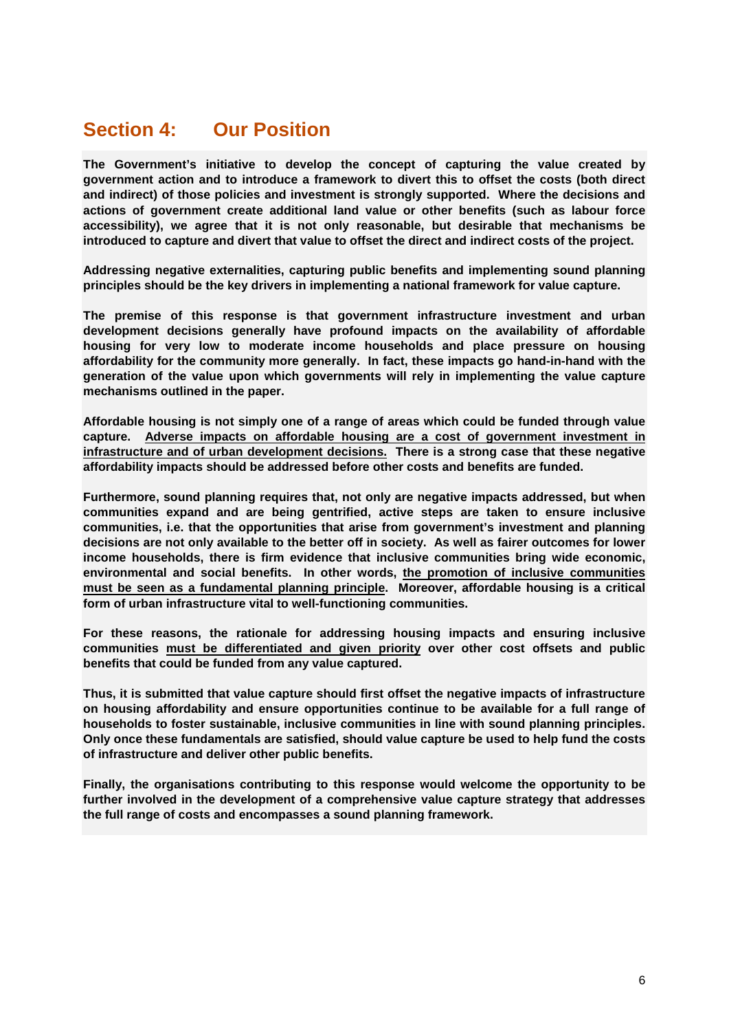## Section 4: Our Position

**The Government's initiative to develop the concept of capturing the value created by government action and to introduce a framework to divert this to offset the costs (both direct and indirect) of those policies and investment is strongly supported. Where the decisions and actions of government create additional land value or other benefits (such as labour force accessibility), we agree that it is not only reasonable, but desirable that mechanisms be introduced to capture and divert that value to offset the direct and indirect costs of the project.**

**Addressing negative externalities, capturing public benefits and implementing sound planning principles should be the key drivers in implementing a national framework for value capture.**

**The premise of this response is that government infrastructure investment and urban development decisions generally have profound impacts on the availability of affordable housing for very low to moderate income households and place pressure on housing affordability for the community more generally. In fact, these impacts go hand-in-hand with the generation of the value upon which governments will rely in implementing the value capture mechanisms outlined in the paper.**

**Affordable housing is not simply one of a range of areas which could be funded through value capture. <u>Adverse impacts on affordable housing are a cost of government investment in infrastructure and of urban development decisions.</u> There is a strong case that these negative affordability impacts should be addressed before other costs and benefits are funded.**

**Furthermore, sound planning requires that, not only are negative impacts addressed, but when communities expand and are being gentrified, active steps are taken to ensure inclusive communities, i.e. that the opportunities that arise from government's investment and planning decisions are not only available to the better off in society. As well as fairer outcomes for lower income households, there is firm evidence that inclusive communities bring wide economic, environmental and social benefits. In other words, <u>the promotion of inclusive communities must be seen as a fundamental planning principle</u>. Moreover, affordable housing is a critical form of urban infrastructure vital to well-functioning communities.**

**For these reasons, the rationale for addressing housing impacts and ensuring inclusive communities <u>must be differentiated and given priority</u> over other cost offsets and public benefits that could be funded from any value captured.**

**Thus, it is submitted that value capture should first offset the negative impacts of infrastructure on housing affordability and ensure opportunities continue to be available for a full range of households to foster sustainable, inclusive communities in line with sound planning principles. Only once these fundamentals are satisfied, should value capture be used to help fund the costs of infrastructure and deliver other public benefits.**

**Finally, the organisations contributing to this response would welcome the opportunity to be further involved in the development of a comprehensive value capture strategy that addresses the full range of costs and encompasses a sound planning framework.**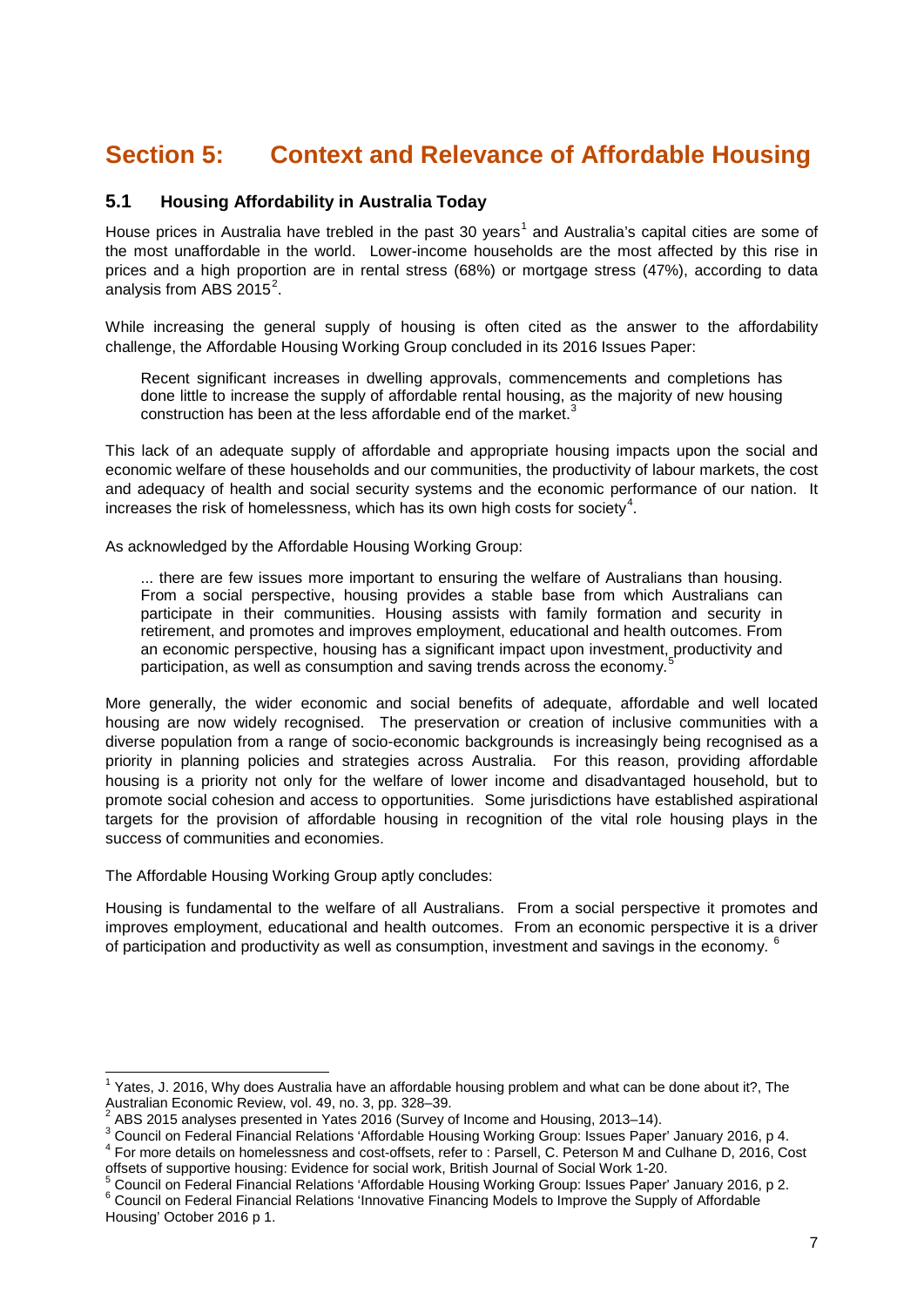# Section 5: Context and Relevance of Affordable Housing

## 5.1 Housing Affordability in Australia Today

House prices in Australia have trebled in the past 30 years[1] and Australia's capital cities are some of the most unaffordable in the world. Lower-income households are the most affected by this rise in prices and a high proportion are in rental stress (68%) or mortgage stress (47%), according to data analysis from ABS 2015[2].

While increasing the general supply of housing is often cited as the answer to the affordability challenge, the Affordable Housing Working Group concluded in its 2016 Issues Paper:

> Recent significant increases in dwelling approvals, commencements and completions has done little to increase the supply of affordable rental housing, as the majority of new housing construction has been at the less affordable end of the market.[3]

This lack of an adequate supply of affordable and appropriate housing impacts upon the social and economic welfare of these households and our communities, the productivity of labour markets, the cost and adequacy of health and social security systems and the economic performance of our nation. It increases the risk of homelessness, which has its own high costs for society[4].

As acknowledged by the Affordable Housing Working Group:

> ... there are few issues more important to ensuring the welfare of Australians than housing. From a social perspective, housing provides a stable base from which Australians can participate in their communities. Housing assists with family formation and security in retirement, and promotes and improves employment, educational and health outcomes. From an economic perspective, housing has a significant impact upon investment, productivity and participation, as well as consumption and saving trends across the economy.[5]

More generally, the wider economic and social benefits of adequate, affordable and well located housing are now widely recognised. The preservation or creation of inclusive communities with a diverse population from a range of socio-economic backgrounds is increasingly being recognised as a priority in planning policies and strategies across Australia. For this reason, providing affordable housing is a priority not only for the welfare of lower income and disadvantaged household, but to promote social cohesion and access to opportunities. Some jurisdictions have established aspirational targets for the provision of affordable housing in recognition of the vital role housing plays in the success of communities and economies.

The Affordable Housing Working Group aptly concludes:

Housing is fundamental to the welfare of all Australians. From a social perspective it promotes and improves employment, educational and health outcomes. From an economic perspective it is a driver of participation and productivity as well as consumption, investment and savings in the economy.[6]

---

[1] Yates, J. 2016, Why does Australia have an affordable housing problem and what can be done about it?, The Australian Economic Review, vol. 49, no. 3, pp. 328–39.

[2] ABS 2015 analyses presented in Yates 2016 (Survey of Income and Housing, 2013–14).

[3] Council on Federal Financial Relations 'Affordable Housing Working Group: Issues Paper' January 2016, p 4.

[4] For more details on homelessness and cost-offsets, refer to : Parsell, C. Peterson M and Culhane D, 2016, Cost offsets of supportive housing: Evidence for social work, British Journal of Social Work 1-20.

[5] Council on Federal Financial Relations 'Affordable Housing Working Group: Issues Paper' January 2016, p 2.

[6] Council on Federal Financial Relations 'Innovative Financing Models to Improve the Supply of Affordable Housing' October 2016 p 1.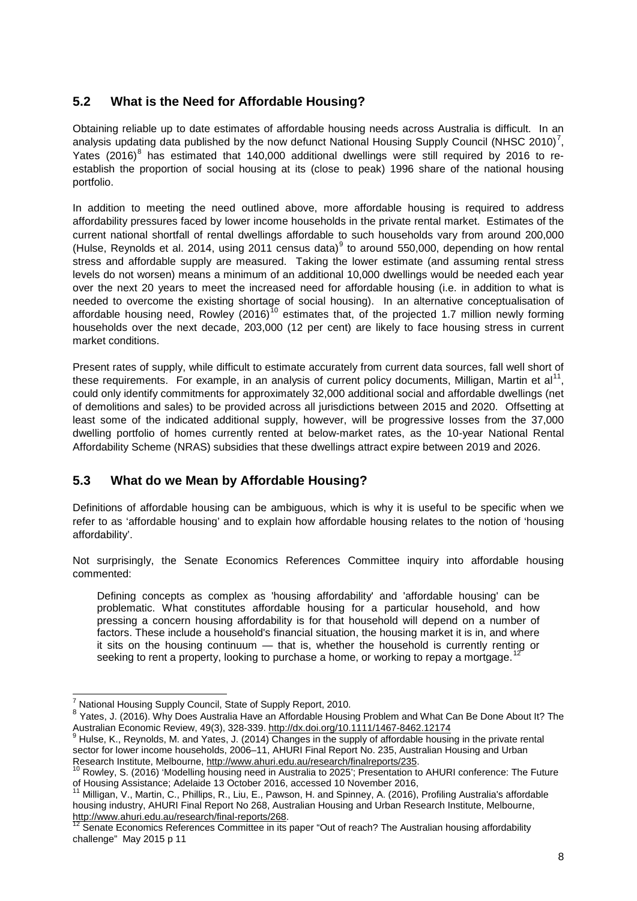## 5.2 What is the Need for Affordable Housing?

Obtaining reliable up to date estimates of affordable housing needs across Australia is difficult. In an analysis updating data published by the now defunct National Housing Supply Council (NHSC 2010)[7], Yates (2016)[8] has estimated that 140,000 additional dwellings were still required by 2016 to re-establish the proportion of social housing at its (close to peak) 1996 share of the national housing portfolio.

In addition to meeting the need outlined above, more affordable housing is required to address affordability pressures faced by lower income households in the private rental market. Estimates of the current national shortfall of rental dwellings affordable to such households vary from around 200,000 (Hulse, Reynolds et al. 2014, using 2011 census data)[9] to around 550,000, depending on how rental stress and affordable supply are measured. Taking the lower estimate (and assuming rental stress levels do not worsen) means a minimum of an additional 10,000 dwellings would be needed each year over the next 20 years to meet the increased need for affordable housing (i.e. in addition to what is needed to overcome the existing shortage of social housing). In an alternative conceptualisation of affordable housing need, Rowley (2016)[10] estimates that, of the projected 1.7 million newly forming households over the next decade, 203,000 (12 per cent) are likely to face housing stress in current market conditions.

Present rates of supply, while difficult to estimate accurately from current data sources, fall well short of these requirements. For example, in an analysis of current policy documents, Milligan, Martin et al[11], could only identify commitments for approximately 32,000 additional social and affordable dwellings (net of demolitions and sales) to be provided across all jurisdictions between 2015 and 2020. Offsetting at least some of the indicated additional supply, however, will be progressive losses from the 37,000 dwelling portfolio of homes currently rented at below-market rates, as the 10-year National Rental Affordability Scheme (NRAS) subsidies that these dwellings attract expire between 2019 and 2026.

## 5.3 What do we Mean by Affordable Housing?

Definitions of affordable housing can be ambiguous, which is why it is useful to be specific when we refer to as 'affordable housing' and to explain how affordable housing relates to the notion of 'housing affordability'.

Not surprisingly, the Senate Economics References Committee inquiry into affordable housing commented:

> Defining concepts as complex as 'housing affordability' and 'affordable housing' can be problematic. What constitutes affordable housing for a particular household, and how pressing a concern housing affordability is for that household will depend on a number of factors. These include a household's financial situation, the housing market it is in, and where it sits on the housing continuum — that is, whether the household is currently renting or seeking to rent a property, looking to purchase a home, or working to repay a mortgage.[12]

---

[7] National Housing Supply Council, State of Supply Report, 2010.

[8] Yates, J. (2016). Why Does Australia Have an Affordable Housing Problem and What Can Be Done About It? The Australian Economic Review, 49(3), 328-339. http://dx.doi.org/10.1111/1467-8462.12174

[9] Hulse, K., Reynolds, M. and Yates, J. (2014) Changes in the supply of affordable housing in the private rental sector for lower income households, 2006–11, AHURI Final Report No. 235, Australian Housing and Urban Research Institute, Melbourne, http://www.ahuri.edu.au/research/finalreports/235.

[10] Rowley, S. (2016) 'Modelling housing need in Australia to 2025'; Presentation to AHURI conference: The Future of Housing Assistance; Adelaide 13 October 2016, accessed 10 November 2016,

[11] Milligan, V., Martin, C., Phillips, R., Liu, E., Pawson, H. and Spinney, A. (2016), Profiling Australia's affordable housing industry, AHURI Final Report No 268, Australian Housing and Urban Research Institute, Melbourne, http://www.ahuri.edu.au/research/final-reports/268.

[12] Senate Economics References Committee in its paper "Out of reach? The Australian housing affordability challenge" May 2015 p 11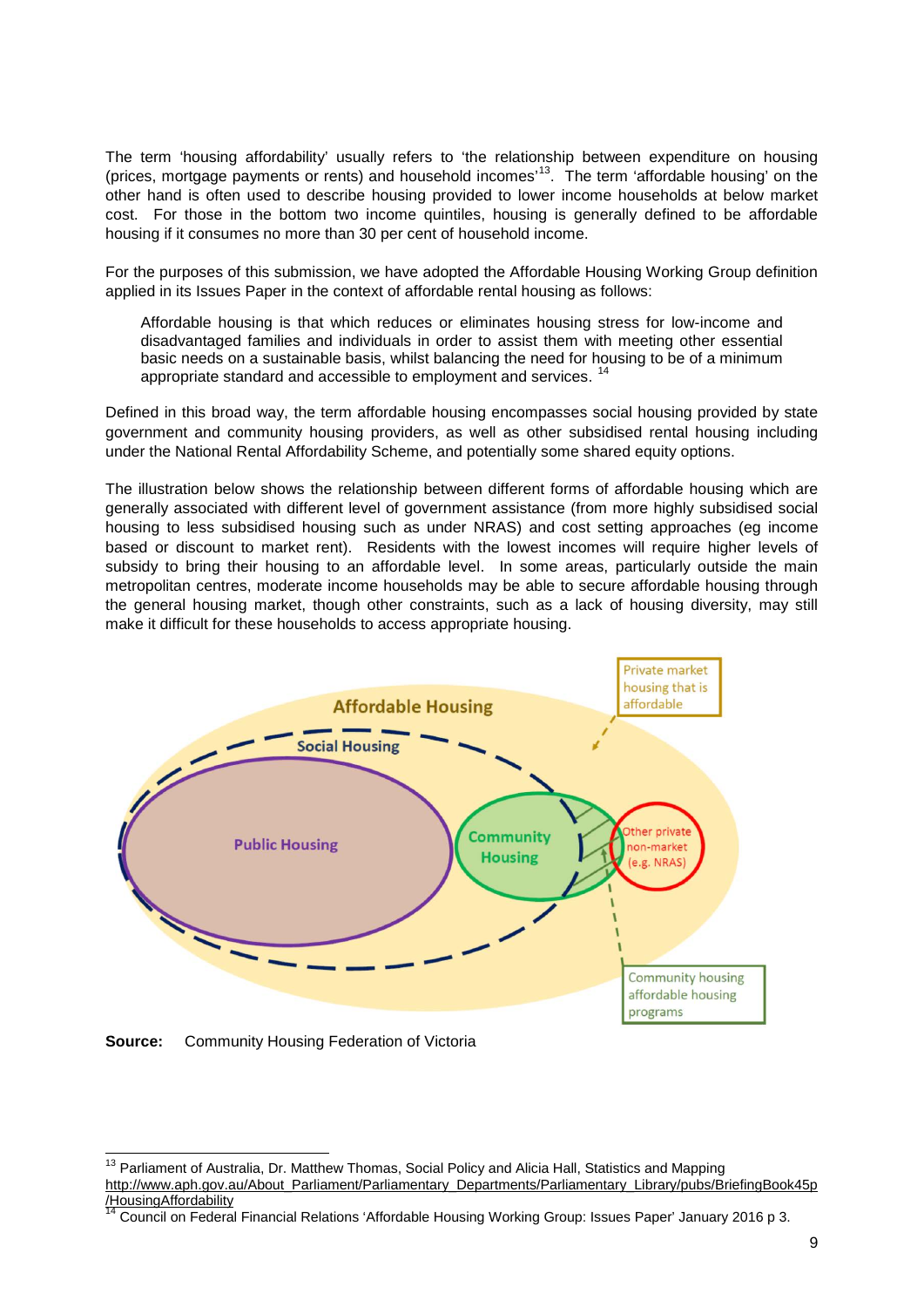The term 'housing affordability' usually refers to 'the relationship between expenditure on housing (prices, mortgage payments or rents) and household incomes'[13]. The term 'affordable housing' on the other hand is often used to describe housing provided to lower income households at below market cost. For those in the bottom two income quintiles, housing is generally defined to be affordable housing if it consumes no more than 30 per cent of household income.

For the purposes of this submission, we have adopted the Affordable Housing Working Group definition applied in its Issues Paper in the context of affordable rental housing as follows:

> Affordable housing is that which reduces or eliminates housing stress for low-income and disadvantaged families and individuals in order to assist them with meeting other essential basic needs on a sustainable basis, whilst balancing the need for housing to be of a minimum appropriate standard and accessible to employment and services. [14]

Defined in this broad way, the term affordable housing encompasses social housing provided by state government and community housing providers, as well as other subsidised rental housing including under the National Rental Affordability Scheme, and potentially some shared equity options.

The illustration below shows the relationship between different forms of affordable housing which are generally associated with different level of government assistance (from more highly subsidised social housing to less subsidised housing such as under NRAS) and cost setting approaches (eg income based or discount to market rent). Residents with the lowest incomes will require higher levels of subsidy to bring their housing to an affordable level. In some areas, particularly outside the main metropolitan centres, moderate income households may be able to secure affordable housing through the general housing market, though other constraints, such as a lack of housing diversity, may still make it difficult for these households to access appropriate housing.

Affordable Housing

Social Housing

Public Housing

Community Housing

Other private non-market (e.g. NRAS)

Private market housing that is affordable

Community housing affordable housing programs

**Source:** Community Housing Federation of Victoria

---

[13] Parliament of Australia, Dr. Matthew Thomas, Social Policy and Alicia Hall, Statistics and Mapping http://www.aph.gov.au/About_Parliament/Parliamentary_Departments/Parliamentary_Library/pubs/BriefingBook45p/HousingAffordability

[14] Council on Federal Financial Relations 'Affordable Housing Working Group: Issues Paper' January 2016 p 3.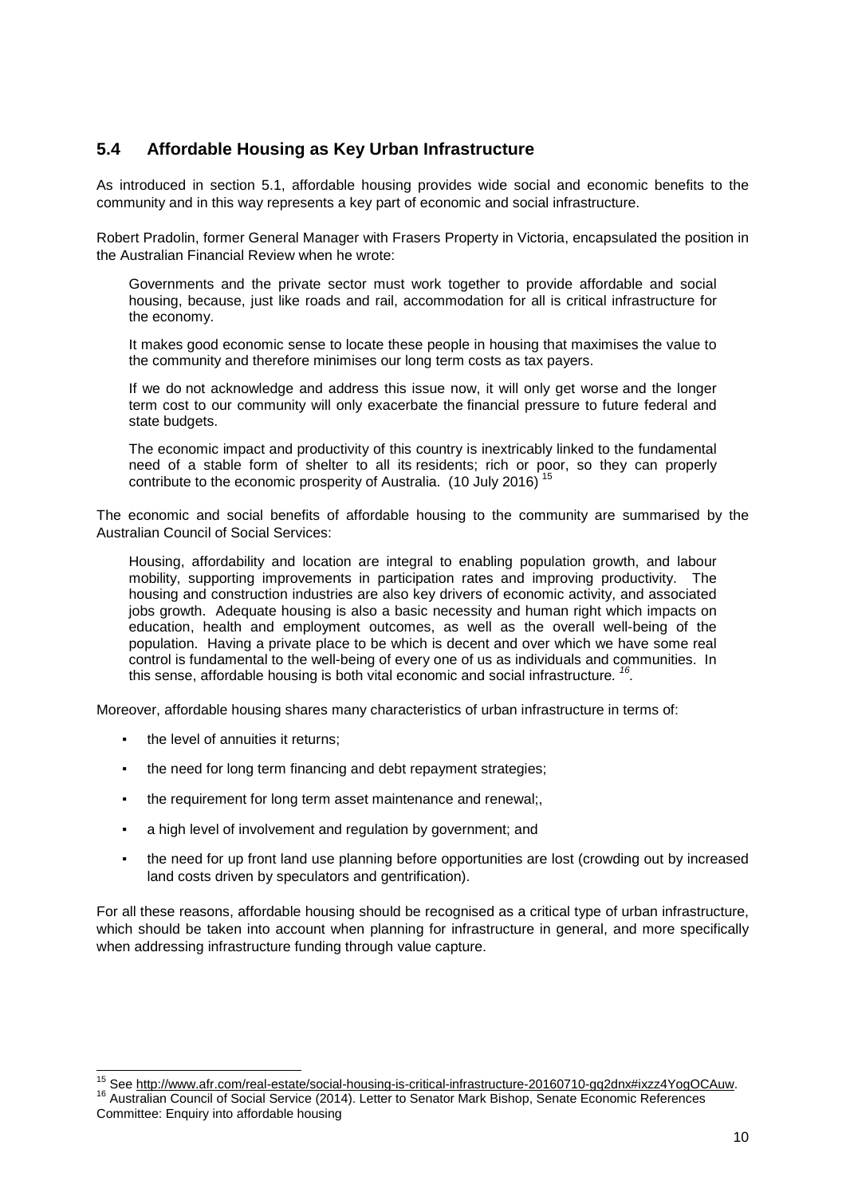## 5.4 Affordable Housing as Key Urban Infrastructure

As introduced in section 5.1, affordable housing provides wide social and economic benefits to the community and in this way represents a key part of economic and social infrastructure.

Robert Pradolin, former General Manager with Frasers Property in Victoria, encapsulated the position in the Australian Financial Review when he wrote:

> Governments and the private sector must work together to provide affordable and social housing, because, just like roads and rail, accommodation for all is critical infrastructure for the economy.
>
> It makes good economic sense to locate these people in housing that maximises the value to the community and therefore minimises our long term costs as tax payers.
>
> If we do not acknowledge and address this issue now, it will only get worse and the longer term cost to our community will only exacerbate the financial pressure to future federal and state budgets.
>
> The economic impact and productivity of this country is inextricably linked to the fundamental need of a stable form of shelter to all its residents; rich or poor, so they can properly contribute to the economic prosperity of Australia. (10 July 2016) [15]

The economic and social benefits of affordable housing to the community are summarised by the Australian Council of Social Services:

> Housing, affordability and location are integral to enabling population growth, and labour mobility, supporting improvements in participation rates and improving productivity. The housing and construction industries are also key drivers of economic activity, and associated jobs growth. Adequate housing is also a basic necessity and human right which impacts on education, health and employment outcomes, as well as the overall well-being of the population. Having a private place to be which is decent and over which we have some real control is fundamental to the well-being of every one of us as individuals and communities. In this sense, affordable housing is both vital economic and social infrastructure. [16].

Moreover, affordable housing shares many characteristics of urban infrastructure in terms of:

- the level of annuities it returns;
- the need for long term financing and debt repayment strategies;
- the requirement for long term asset maintenance and renewal;,
- a high level of involvement and regulation by government; and
- the need for up front land use planning before opportunities are lost (crowding out by increased land costs driven by speculators and gentrification).

For all these reasons, affordable housing should be recognised as a critical type of urban infrastructure, which should be taken into account when planning for infrastructure in general, and more specifically when addressing infrastructure funding through value capture.

---

[15] See http://www.afr.com/real-estate/social-housing-is-critical-infrastructure-20160710-gq2dnx#ixzz4YogOCAuw.

[16] Australian Council of Social Service (2014). Letter to Senator Mark Bishop, Senate Economic References Committee: Enquiry into affordable housing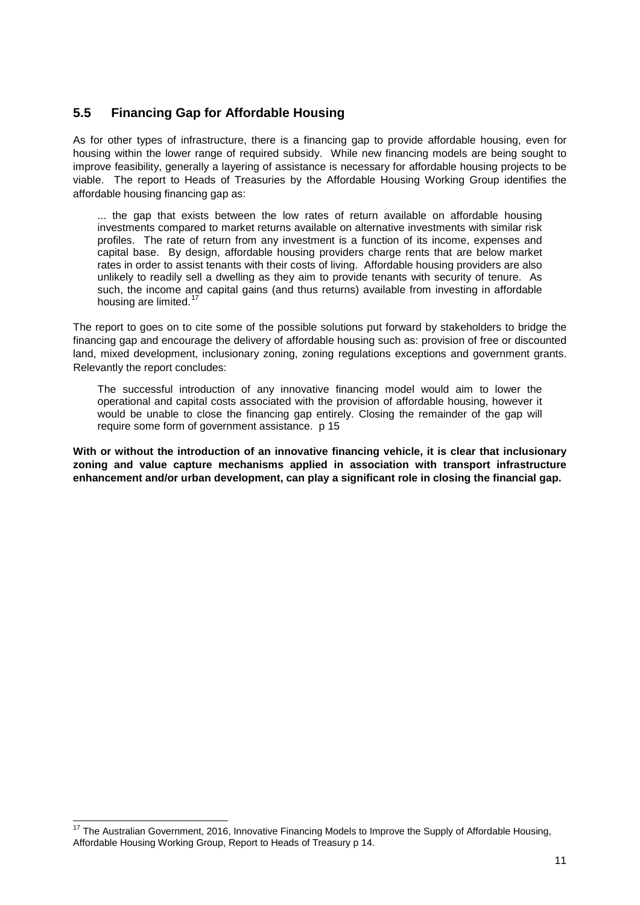## 5.5 Financing Gap for Affordable Housing

As for other types of infrastructure, there is a financing gap to provide affordable housing, even for housing within the lower range of required subsidy. While new financing models are being sought to improve feasibility, generally a layering of assistance is necessary for affordable housing projects to be viable. The report to Heads of Treasuries by the Affordable Housing Working Group identifies the affordable housing financing gap as:

> ... the gap that exists between the low rates of return available on affordable housing investments compared to market returns available on alternative investments with similar risk profiles. The rate of return from any investment is a function of its income, expenses and capital base. By design, affordable housing providers charge rents that are below market rates in order to assist tenants with their costs of living. Affordable housing providers are also unlikely to readily sell a dwelling as they aim to provide tenants with security of tenure. As such, the income and capital gains (and thus returns) available from investing in affordable housing are limited.[17]

The report to goes on to cite some of the possible solutions put forward by stakeholders to bridge the financing gap and encourage the delivery of affordable housing such as: provision of free or discounted land, mixed development, inclusionary zoning, zoning regulations exceptions and government grants. Relevantly the report concludes:

> The successful introduction of any innovative financing model would aim to lower the operational and capital costs associated with the provision of affordable housing, however it would be unable to close the financing gap entirely. Closing the remainder of the gap will require some form of government assistance. p 15

**With or without the introduction of an innovative financing vehicle, it is clear that inclusionary zoning and value capture mechanisms applied in association with transport infrastructure enhancement and/or urban development, can play a significant role in closing the financial gap.**

---

[17] The Australian Government, 2016, Innovative Financing Models to Improve the Supply of Affordable Housing, Affordable Housing Working Group, Report to Heads of Treasury p 14.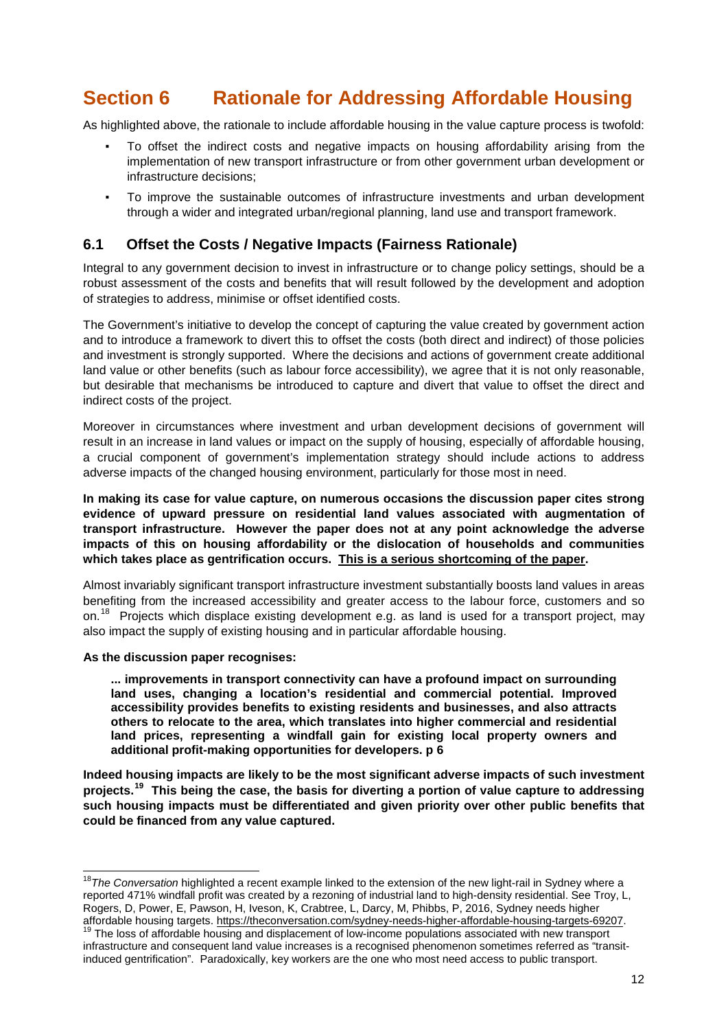# Section 6 Rationale for Addressing Affordable Housing

As highlighted above, the rationale to include affordable housing in the value capture process is twofold:

- To offset the indirect costs and negative impacts on housing affordability arising from the implementation of new transport infrastructure or from other government urban development or infrastructure decisions;
- To improve the sustainable outcomes of infrastructure investments and urban development through a wider and integrated urban/regional planning, land use and transport framework.

## 6.1 Offset the Costs / Negative Impacts (Fairness Rationale)

Integral to any government decision to invest in infrastructure or to change policy settings, should be a robust assessment of the costs and benefits that will result followed by the development and adoption of strategies to address, minimise or offset identified costs.

The Government's initiative to develop the concept of capturing the value created by government action and to introduce a framework to divert this to offset the costs (both direct and indirect) of those policies and investment is strongly supported. Where the decisions and actions of government create additional land value or other benefits (such as labour force accessibility), we agree that it is not only reasonable, but desirable that mechanisms be introduced to capture and divert that value to offset the direct and indirect costs of the project.

Moreover in circumstances where investment and urban development decisions of government will result in an increase in land values or impact on the supply of housing, especially of affordable housing, a crucial component of government's implementation strategy should include actions to address adverse impacts of the changed housing environment, particularly for those most in need.

**In making its case for value capture, on numerous occasions the discussion paper cites strong evidence of upward pressure on residential land values associated with augmentation of transport infrastructure. However the paper does not at any point acknowledge the adverse impacts of this on housing affordability or the dislocation of households and communities which takes place as gentrification occurs. <u>This is a serious shortcoming of the paper</u>.**

Almost invariably significant transport infrastructure investment substantially boosts land values in areas benefiting from the increased accessibility and greater access to the labour force, customers and so on.[18] Projects which displace existing development e.g. as land is used for a transport project, may also impact the supply of existing housing and in particular affordable housing.

**As the discussion paper recognises:**

> **... improvements in transport connectivity can have a profound impact on surrounding land uses, changing a location's residential and commercial potential. Improved accessibility provides benefits to existing residents and businesses, and also attracts others to relocate to the area, which translates into higher commercial and residential land prices, representing a windfall gain for existing local property owners and additional profit-making opportunities for developers. p 6**

**Indeed housing impacts are likely to be the most significant adverse impacts of such investment projects.[19] This being the case, the basis for diverting a portion of value capture to addressing such housing impacts must be differentiated and given priority over other public benefits that could be financed from any value captured.**

---

[18] *The Conversation* highlighted a recent example linked to the extension of the new light-rail in Sydney where a reported 471% windfall profit was created by a rezoning of industrial land to high-density residential. See Troy, L, Rogers, D, Power, E, Pawson, H, Iveson, K, Crabtree, L, Darcy, M, Phibbs, P, 2016, Sydney needs higher affordable housing targets. https://theconversation.com/sydney-needs-higher-affordable-housing-targets-69207.

[19] The loss of affordable housing and displacement of low-income populations associated with new transport infrastructure and consequent land value increases is a recognised phenomenon sometimes referred as "transit-induced gentrification". Paradoxically, key workers are the one who most need access to public transport.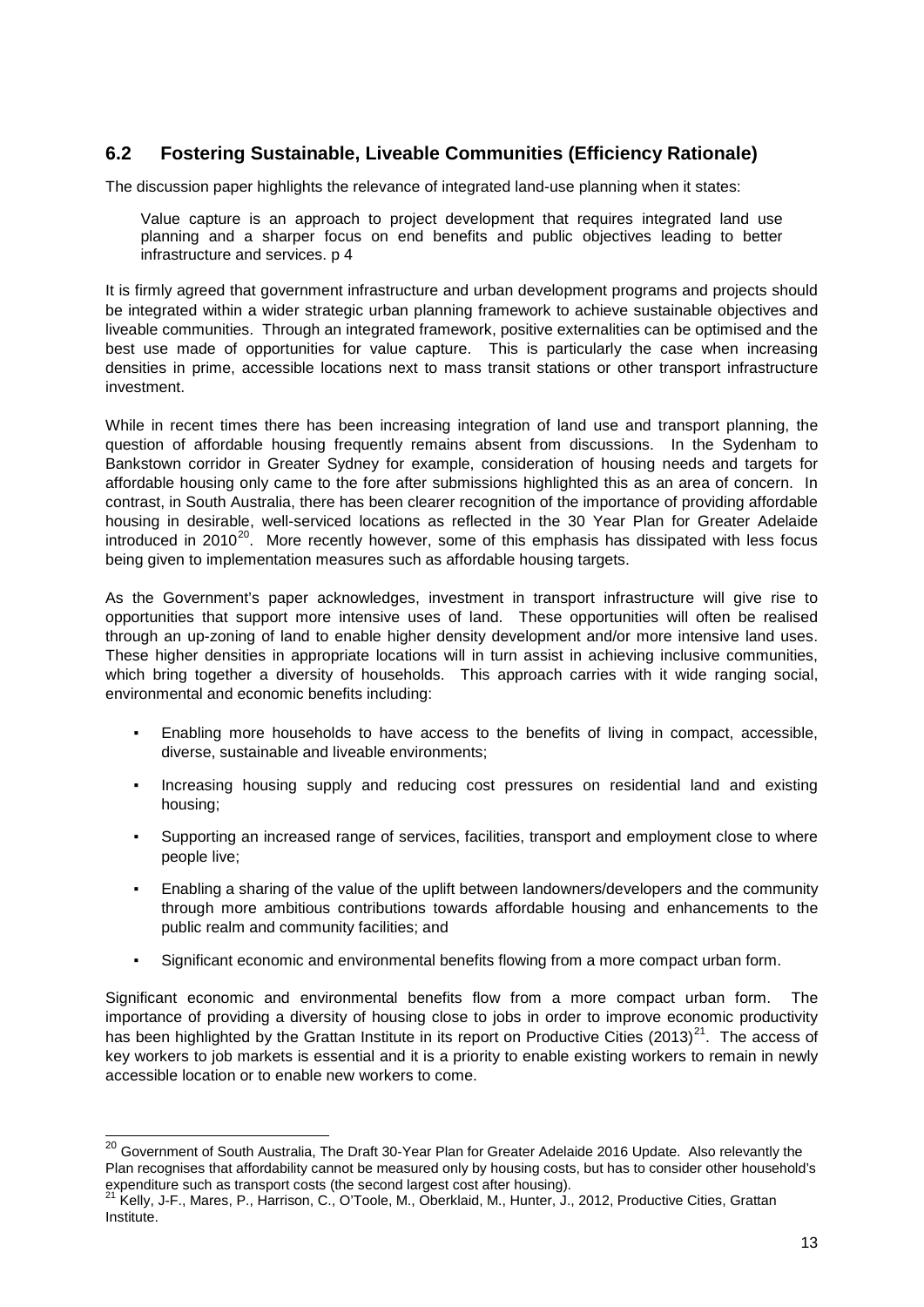## 6.2 Fostering Sustainable, Liveable Communities (Efficiency Rationale)

The discussion paper highlights the relevance of integrated land-use planning when it states:

> Value capture is an approach to project development that requires integrated land use planning and a sharper focus on end benefits and public objectives leading to better infrastructure and services. p 4

It is firmly agreed that government infrastructure and urban development programs and projects should be integrated within a wider strategic urban planning framework to achieve sustainable objectives and liveable communities. Through an integrated framework, positive externalities can be optimised and the best use made of opportunities for value capture. This is particularly the case when increasing densities in prime, accessible locations next to mass transit stations or other transport infrastructure investment.

While in recent times there has been increasing integration of land use and transport planning, the question of affordable housing frequently remains absent from discussions. In the Sydenham to Bankstown corridor in Greater Sydney for example, consideration of housing needs and targets for affordable housing only came to the fore after submissions highlighted this as an area of concern. In contrast, in South Australia, there has been clearer recognition of the importance of providing affordable housing in desirable, well-serviced locations as reflected in the 30 Year Plan for Greater Adelaide introduced in 2010[20]. More recently however, some of this emphasis has dissipated with less focus being given to implementation measures such as affordable housing targets.

As the Government's paper acknowledges, investment in transport infrastructure will give rise to opportunities that support more intensive uses of land. These opportunities will often be realised through an up-zoning of land to enable higher density development and/or more intensive land uses. These higher densities in appropriate locations will in turn assist in achieving inclusive communities, which bring together a diversity of households. This approach carries with it wide ranging social, environmental and economic benefits including:

- Enabling more households to have access to the benefits of living in compact, accessible, diverse, sustainable and liveable environments;
- Increasing housing supply and reducing cost pressures on residential land and existing housing;
- Supporting an increased range of services, facilities, transport and employment close to where people live;
- Enabling a sharing of the value of the uplift between landowners/developers and the community through more ambitious contributions towards affordable housing and enhancements to the public realm and community facilities; and
- Significant economic and environmental benefits flowing from a more compact urban form.

Significant economic and environmental benefits flow from a more compact urban form. The importance of providing a diversity of housing close to jobs in order to improve economic productivity has been highlighted by the Grattan Institute in its report on Productive Cities (2013)[21]. The access of key workers to job markets is essential and it is a priority to enable existing workers to remain in newly accessible location or to enable new workers to come.

---

[20] Government of South Australia, The Draft 30-Year Plan for Greater Adelaide 2016 Update. Also relevantly the Plan recognises that affordability cannot be measured only by housing costs, but has to consider other household's expenditure such as transport costs (the second largest cost after housing).

[21] Kelly, J-F., Mares, P., Harrison, C., O'Toole, M., Oberklaid, M., Hunter, J., 2012, Productive Cities, Grattan Institute.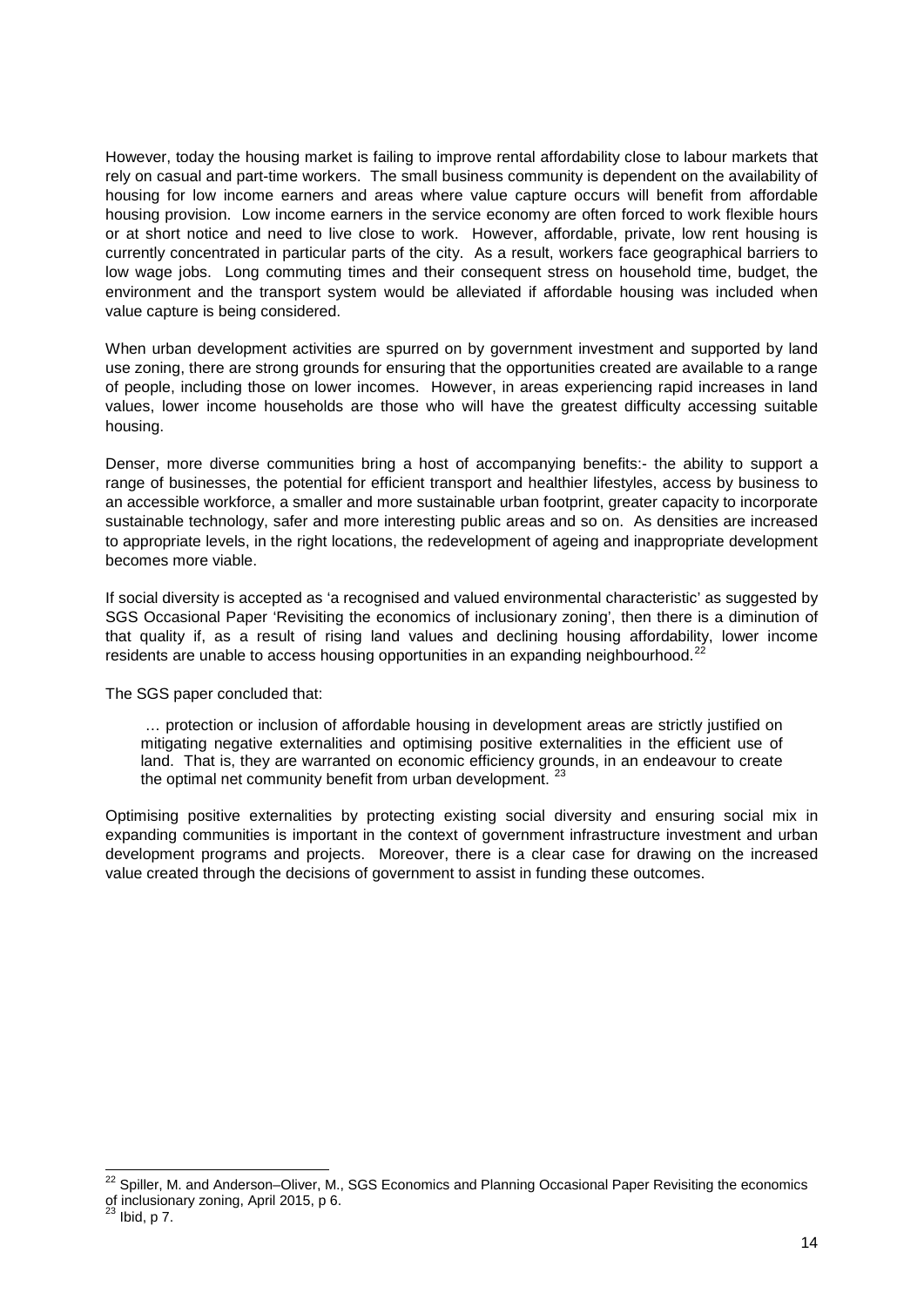However, today the housing market is failing to improve rental affordability close to labour markets that rely on casual and part-time workers. The small business community is dependent on the availability of housing for low income earners and areas where value capture occurs will benefit from affordable housing provision. Low income earners in the service economy are often forced to work flexible hours or at short notice and need to live close to work. However, affordable, private, low rent housing is currently concentrated in particular parts of the city. As a result, workers face geographical barriers to low wage jobs. Long commuting times and their consequent stress on household time, budget, the environment and the transport system would be alleviated if affordable housing was included when value capture is being considered.

When urban development activities are spurred on by government investment and supported by land use zoning, there are strong grounds for ensuring that the opportunities created are available to a range of people, including those on lower incomes. However, in areas experiencing rapid increases in land values, lower income households are those who will have the greatest difficulty accessing suitable housing.

Denser, more diverse communities bring a host of accompanying benefits:- the ability to support a range of businesses, the potential for efficient transport and healthier lifestyles, access by business to an accessible workforce, a smaller and more sustainable urban footprint, greater capacity to incorporate sustainable technology, safer and more interesting public areas and so on. As densities are increased to appropriate levels, in the right locations, the redevelopment of ageing and inappropriate development becomes more viable.

If social diversity is accepted as 'a recognised and valued environmental characteristic' as suggested by SGS Occasional Paper 'Revisiting the economics of inclusionary zoning', then there is a diminution of that quality if, as a result of rising land values and declining housing affordability, lower income residents are unable to access housing opportunities in an expanding neighbourhood.[22]

The SGS paper concluded that:

> … protection or inclusion of affordable housing in development areas are strictly justified on mitigating negative externalities and optimising positive externalities in the efficient use of land. That is, they are warranted on economic efficiency grounds, in an endeavour to create the optimal net community benefit from urban development. [23]

Optimising positive externalities by protecting existing social diversity and ensuring social mix in expanding communities is important in the context of government infrastructure investment and urban development programs and projects. Moreover, there is a clear case for drawing on the increased value created through the decisions of government to assist in funding these outcomes.

---

[22] Spiller, M. and Anderson–Oliver, M., SGS Economics and Planning Occasional Paper Revisiting the economics of inclusionary zoning, April 2015, p 6.

[23] Ibid, p 7.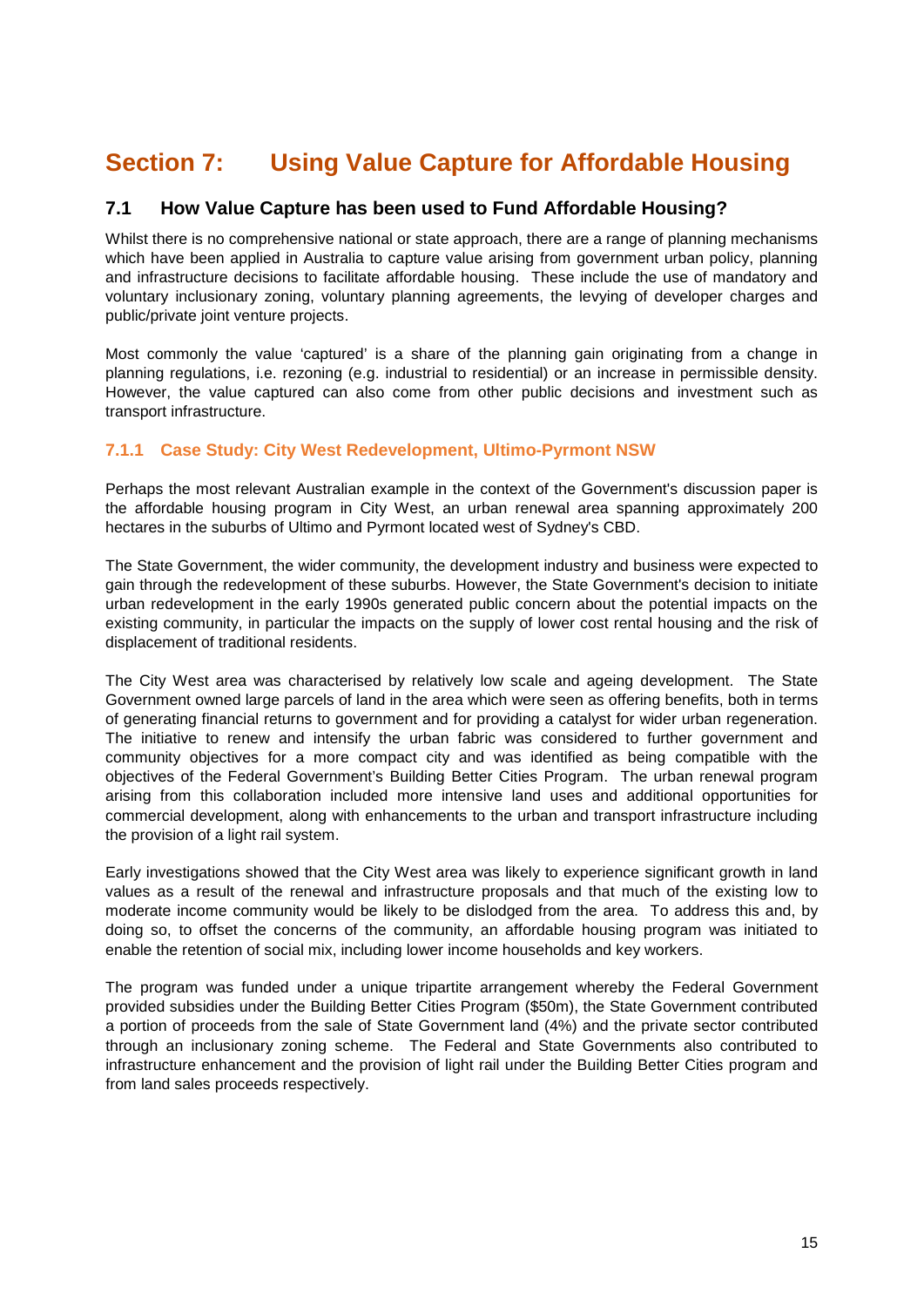# Section 7: Using Value Capture for Affordable Housing

## 7.1 How Value Capture has been used to Fund Affordable Housing?

Whilst there is no comprehensive national or state approach, there are a range of planning mechanisms which have been applied in Australia to capture value arising from government urban policy, planning and infrastructure decisions to facilitate affordable housing. These include the use of mandatory and voluntary inclusionary zoning, voluntary planning agreements, the levying of developer charges and public/private joint venture projects.

Most commonly the value 'captured' is a share of the planning gain originating from a change in planning regulations, i.e. rezoning (e.g. industrial to residential) or an increase in permissible density. However, the value captured can also come from other public decisions and investment such as transport infrastructure.

### 7.1.1 Case Study: City West Redevelopment, Ultimo-Pyrmont NSW

Perhaps the most relevant Australian example in the context of the Government's discussion paper is the affordable housing program in City West, an urban renewal area spanning approximately 200 hectares in the suburbs of Ultimo and Pyrmont located west of Sydney's CBD.

The State Government, the wider community, the development industry and business were expected to gain through the redevelopment of these suburbs. However, the State Government's decision to initiate urban redevelopment in the early 1990s generated public concern about the potential impacts on the existing community, in particular the impacts on the supply of lower cost rental housing and the risk of displacement of traditional residents.

The City West area was characterised by relatively low scale and ageing development. The State Government owned large parcels of land in the area which were seen as offering benefits, both in terms of generating financial returns to government and for providing a catalyst for wider urban regeneration. The initiative to renew and intensify the urban fabric was considered to further government and community objectives for a more compact city and was identified as being compatible with the objectives of the Federal Government's Building Better Cities Program. The urban renewal program arising from this collaboration included more intensive land uses and additional opportunities for commercial development, along with enhancements to the urban and transport infrastructure including the provision of a light rail system.

Early investigations showed that the City West area was likely to experience significant growth in land values as a result of the renewal and infrastructure proposals and that much of the existing low to moderate income community would be likely to be dislodged from the area. To address this and, by doing so, to offset the concerns of the community, an affordable housing program was initiated to enable the retention of social mix, including lower income households and key workers.

The program was funded under a unique tripartite arrangement whereby the Federal Government provided subsidies under the Building Better Cities Program ($50m), the State Government contributed a portion of proceeds from the sale of State Government land (4%) and the private sector contributed through an inclusionary zoning scheme. The Federal and State Governments also contributed to infrastructure enhancement and the provision of light rail under the Building Better Cities program and from land sales proceeds respectively.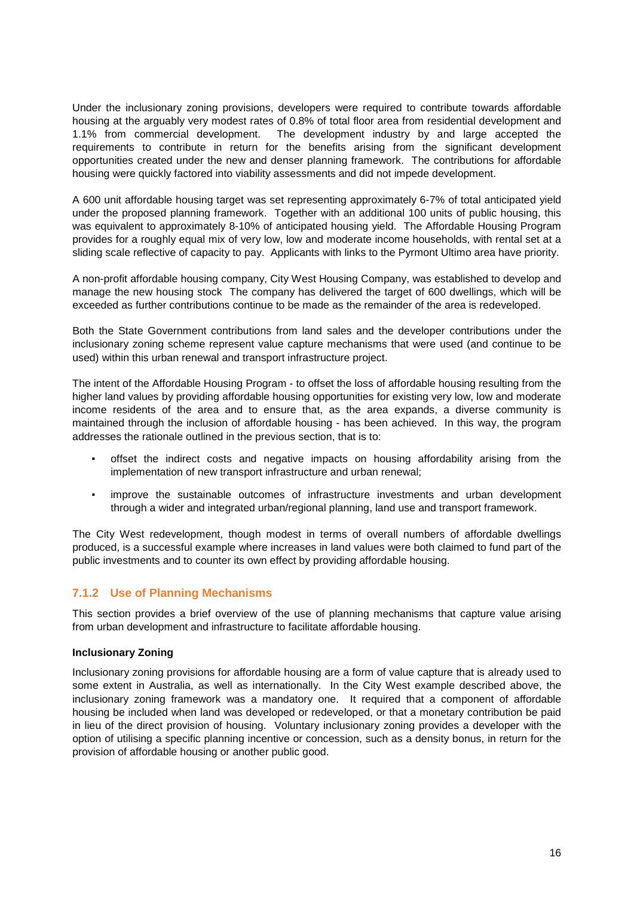Under the inclusionary zoning provisions, developers were required to contribute towards affordable housing at the arguably very modest rates of 0.8% of total floor area from residential development and 1.1% from commercial development. The development industry by and large accepted the requirements to contribute in return for the benefits arising from the significant development opportunities created under the new and denser planning framework. The contributions for affordable housing were quickly factored into viability assessments and did not impede development.

A 600 unit affordable housing target was set representing approximately 6-7% of total anticipated yield under the proposed planning framework. Together with an additional 100 units of public housing, this was equivalent to approximately 8-10% of anticipated housing yield. The Affordable Housing Program provides for a roughly equal mix of very low, low and moderate income households, with rental set at a sliding scale reflective of capacity to pay. Applicants with links to the Pyrmont Ultimo area have priority.

A non-profit affordable housing company, City West Housing Company, was established to develop and manage the new housing stock The company has delivered the target of 600 dwellings, which will be exceeded as further contributions continue to be made as the remainder of the area is redeveloped.

Both the State Government contributions from land sales and the developer contributions under the inclusionary zoning scheme represent value capture mechanisms that were used (and continue to be used) within this urban renewal and transport infrastructure project.

The intent of the Affordable Housing Program - to offset the loss of affordable housing resulting from the higher land values by providing affordable housing opportunities for existing very low, low and moderate income residents of the area and to ensure that, as the area expands, a diverse community is maintained through the inclusion of affordable housing - has been achieved. In this way, the program addresses the rationale outlined in the previous section, that is to:

- offset the indirect costs and negative impacts on housing affordability arising from the implementation of new transport infrastructure and urban renewal;
- improve the sustainable outcomes of infrastructure investments and urban development through a wider and integrated urban/regional planning, land use and transport framework.

The City West redevelopment, though modest in terms of overall numbers of affordable dwellings produced, is a successful example where increases in land values were both claimed to fund part of the public investments and to counter its own effect by providing affordable housing.

### 7.1.2 Use of Planning Mechanisms

This section provides a brief overview of the use of planning mechanisms that capture value arising from urban development and infrastructure to facilitate affordable housing.

**Inclusionary Zoning**

Inclusionary zoning provisions for affordable housing are a form of value capture that is already used to some extent in Australia, as well as internationally. In the City West example described above, the inclusionary zoning framework was a mandatory one. It required that a component of affordable housing be included when land was developed or redeveloped, or that a monetary contribution be paid in lieu of the direct provision of housing. Voluntary inclusionary zoning provides a developer with the option of utilising a specific planning incentive or concession, such as a density bonus, in return for the provision of affordable housing or another public good.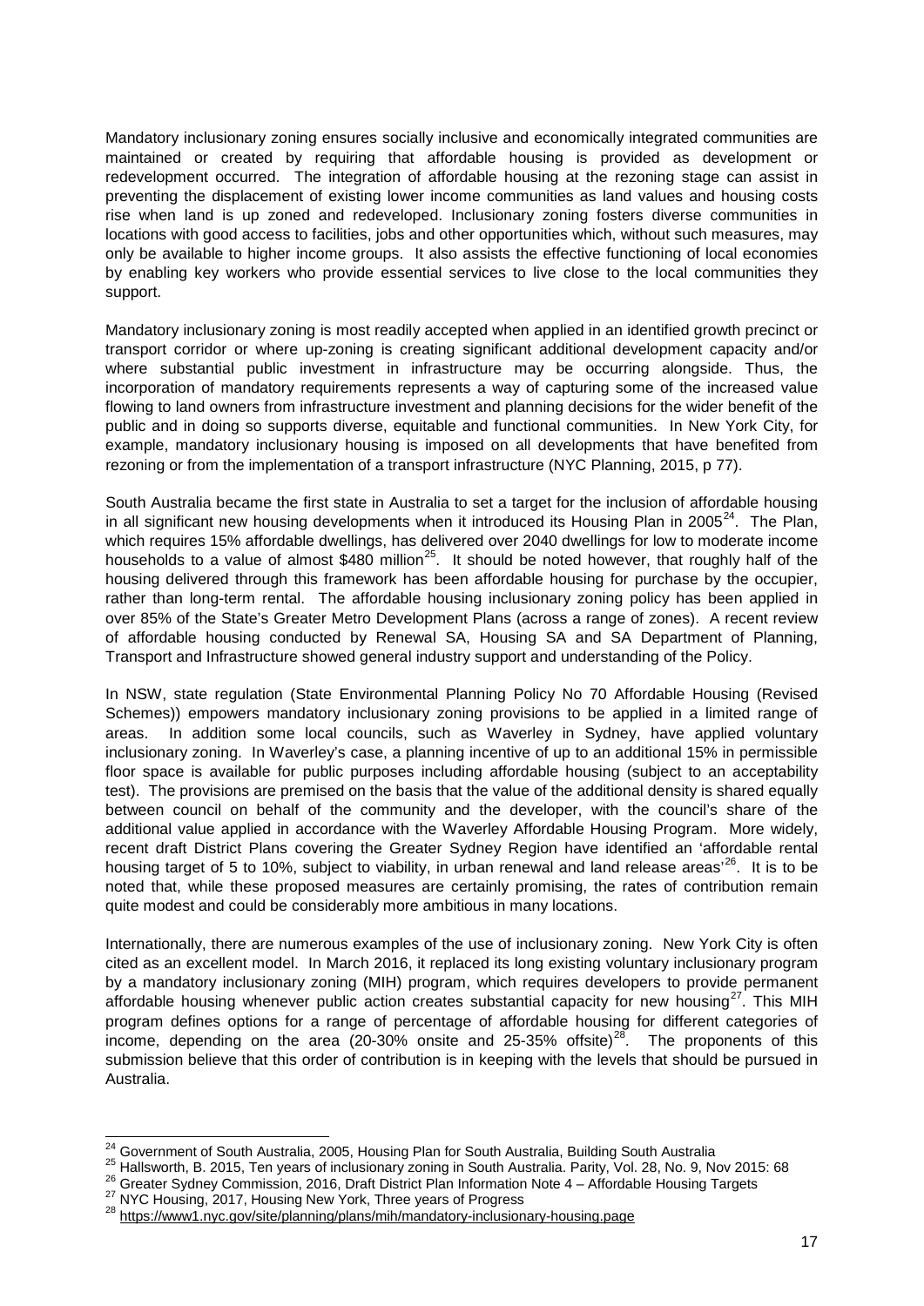Mandatory inclusionary zoning ensures socially inclusive and economically integrated communities are maintained or created by requiring that affordable housing is provided as development or redevelopment occurred. The integration of affordable housing at the rezoning stage can assist in preventing the displacement of existing lower income communities as land values and housing costs rise when land is up zoned and redeveloped. Inclusionary zoning fosters diverse communities in locations with good access to facilities, jobs and other opportunities which, without such measures, may only be available to higher income groups. It also assists the effective functioning of local economies by enabling key workers who provide essential services to live close to the local communities they support.

Mandatory inclusionary zoning is most readily accepted when applied in an identified growth precinct or transport corridor or where up-zoning is creating significant additional development capacity and/or where substantial public investment in infrastructure may be occurring alongside. Thus, the incorporation of mandatory requirements represents a way of capturing some of the increased value flowing to land owners from infrastructure investment and planning decisions for the wider benefit of the public and in doing so supports diverse, equitable and functional communities. In New York City, for example, mandatory inclusionary housing is imposed on all developments that have benefited from rezoning or from the implementation of a transport infrastructure (NYC Planning, 2015, p 77).

South Australia became the first state in Australia to set a target for the inclusion of affordable housing in all significant new housing developments when it introduced its Housing Plan in 2005[24]. The Plan, which requires 15% affordable dwellings, has delivered over 2040 dwellings for low to moderate income households to a value of almost $480 million[25]. It should be noted however, that roughly half of the housing delivered through this framework has been affordable housing for purchase by the occupier, rather than long-term rental. The affordable housing inclusionary zoning policy has been applied in over 85% of the State's Greater Metro Development Plans (across a range of zones). A recent review of affordable housing conducted by Renewal SA, Housing SA and SA Department of Planning, Transport and Infrastructure showed general industry support and understanding of the Policy.

In NSW, state regulation (State Environmental Planning Policy No 70 Affordable Housing (Revised Schemes)) empowers mandatory inclusionary zoning provisions to be applied in a limited range of areas. In addition some local councils, such as Waverley in Sydney, have applied voluntary inclusionary zoning. In Waverley's case, a planning incentive of up to an additional 15% in permissible floor space is available for public purposes including affordable housing (subject to an acceptability test). The provisions are premised on the basis that the value of the additional density is shared equally between council on behalf of the community and the developer, with the council's share of the additional value applied in accordance with the Waverley Affordable Housing Program. More widely, recent draft District Plans covering the Greater Sydney Region have identified an 'affordable rental housing target of 5 to 10%, subject to viability, in urban renewal and land release areas'[26]. It is to be noted that, while these proposed measures are certainly promising, the rates of contribution remain quite modest and could be considerably more ambitious in many locations.

Internationally, there are numerous examples of the use of inclusionary zoning. New York City is often cited as an excellent model. In March 2016, it replaced its long existing voluntary inclusionary program by a mandatory inclusionary zoning (MIH) program, which requires developers to provide permanent affordable housing whenever public action creates substantial capacity for new housing[27]. This MIH program defines options for a range of percentage of affordable housing for different categories of income, depending on the area (20-30% onsite and 25-35% offsite)[28]. The proponents of this submission believe that this order of contribution is in keeping with the levels that should be pursued in Australia.

---

[24] Government of South Australia, 2005, Housing Plan for South Australia, Building South Australia

[25] Hallsworth, B. 2015, Ten years of inclusionary zoning in South Australia. Parity, Vol. 28, No. 9, Nov 2015: 68

[26] Greater Sydney Commission, 2016, Draft District Plan Information Note 4 – Affordable Housing Targets

[27] NYC Housing, 2017, Housing New York, Three years of Progress

[28] https://www1.nyc.gov/site/planning/plans/mih/mandatory-inclusionary-housing.page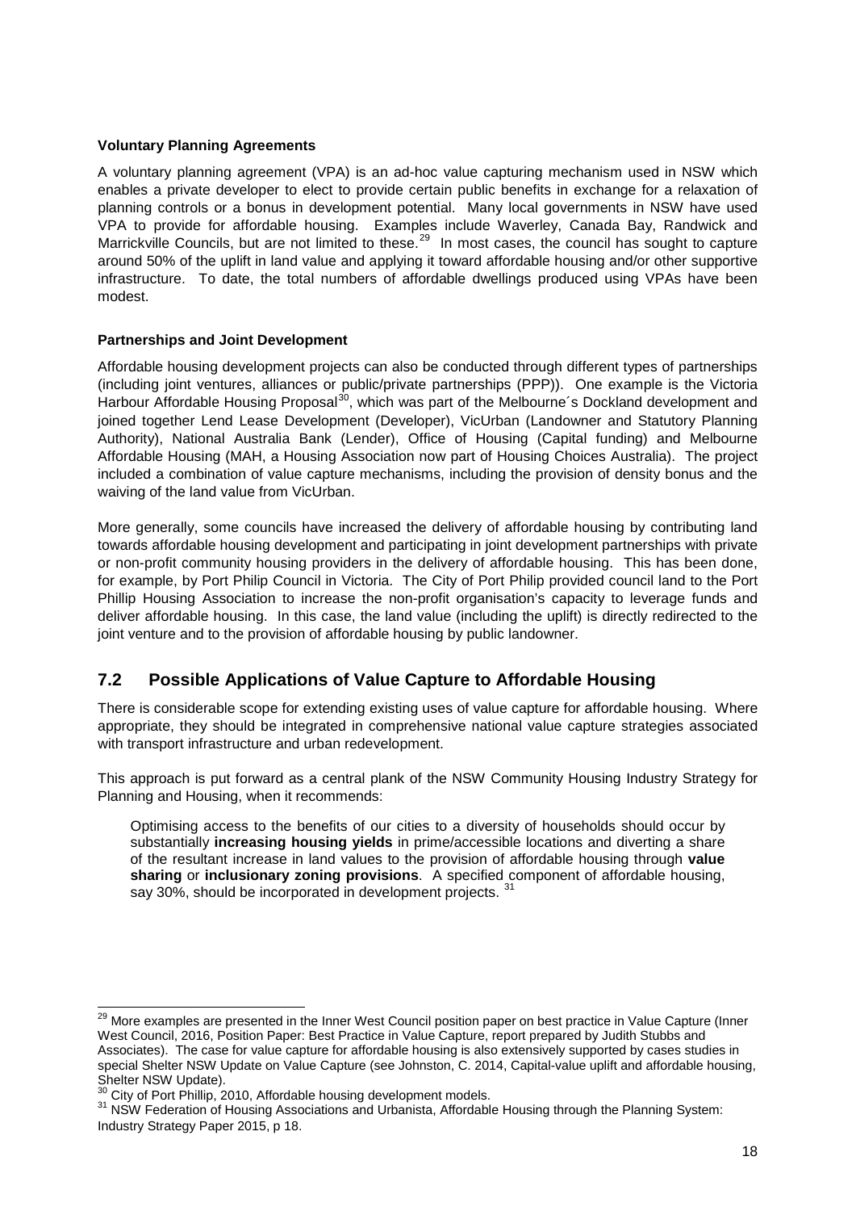**Voluntary Planning Agreements**

A voluntary planning agreement (VPA) is an ad-hoc value capturing mechanism used in NSW which enables a private developer to elect to provide certain public benefits in exchange for a relaxation of planning controls or a bonus in development potential. Many local governments in NSW have used VPA to provide for affordable housing. Examples include Waverley, Canada Bay, Randwick and Marrickville Councils, but are not limited to these.[29] In most cases, the council has sought to capture around 50% of the uplift in land value and applying it toward affordable housing and/or other supportive infrastructure. To date, the total numbers of affordable dwellings produced using VPAs have been modest.

**Partnerships and Joint Development**

Affordable housing development projects can also be conducted through different types of partnerships (including joint ventures, alliances or public/private partnerships (PPP)). One example is the Victoria Harbour Affordable Housing Proposal[30], which was part of the Melbourne´s Dockland development and joined together Lend Lease Development (Developer), VicUrban (Landowner and Statutory Planning Authority), National Australia Bank (Lender), Office of Housing (Capital funding) and Melbourne Affordable Housing (MAH, a Housing Association now part of Housing Choices Australia). The project included a combination of value capture mechanisms, including the provision of density bonus and the waiving of the land value from VicUrban.

More generally, some councils have increased the delivery of affordable housing by contributing land towards affordable housing development and participating in joint development partnerships with private or non-profit community housing providers in the delivery of affordable housing. This has been done, for example, by Port Philip Council in Victoria. The City of Port Philip provided council land to the Port Phillip Housing Association to increase the non-profit organisation's capacity to leverage funds and deliver affordable housing. In this case, the land value (including the uplift) is directly redirected to the joint venture and to the provision of affordable housing by public landowner.

## 7.2 Possible Applications of Value Capture to Affordable Housing

There is considerable scope for extending existing uses of value capture for affordable housing. Where appropriate, they should be integrated in comprehensive national value capture strategies associated with transport infrastructure and urban redevelopment.

This approach is put forward as a central plank of the NSW Community Housing Industry Strategy for Planning and Housing, when it recommends:

> Optimising access to the benefits of our cities to a diversity of households should occur by substantially **increasing housing yields** in prime/accessible locations and diverting a share of the resultant increase in land values to the provision of affordable housing through **value sharing** or **inclusionary zoning provisions**. A specified component of affordable housing, say 30%, should be incorporated in development projects. [31]

---

[29] More examples are presented in the Inner West Council position paper on best practice in Value Capture (Inner West Council, 2016, Position Paper: Best Practice in Value Capture, report prepared by Judith Stubbs and Associates). The case for value capture for affordable housing is also extensively supported by cases studies in special Shelter NSW Update on Value Capture (see Johnston, C. 2014, Capital-value uplift and affordable housing, Shelter NSW Update).

[30] City of Port Phillip, 2010, Affordable housing development models.

[31] NSW Federation of Housing Associations and Urbanista, Affordable Housing through the Planning System: Industry Strategy Paper 2015, p 18.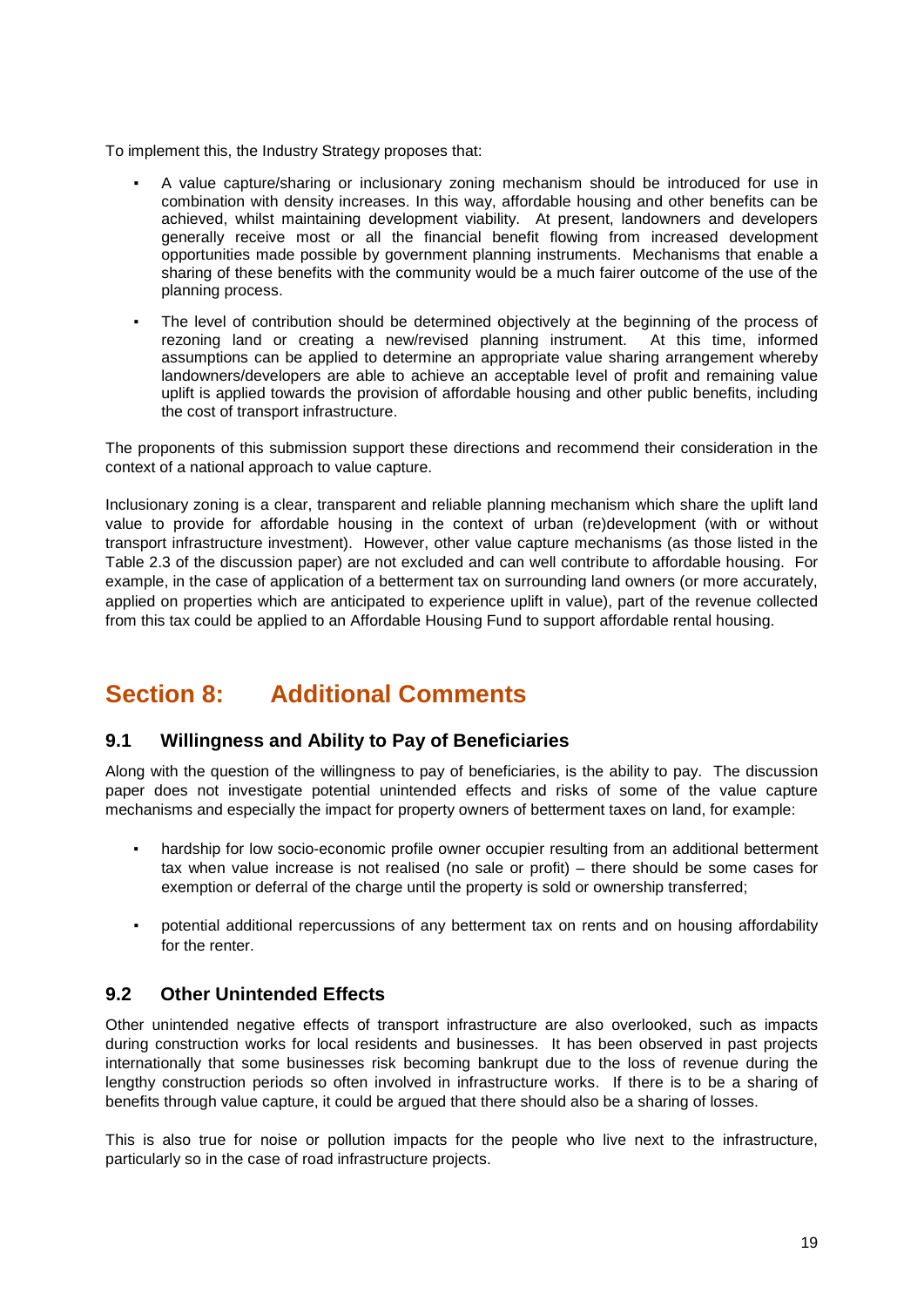To implement this, the Industry Strategy proposes that:

- A value capture/sharing or inclusionary zoning mechanism should be introduced for use in combination with density increases. In this way, affordable housing and other benefits can be achieved, whilst maintaining development viability. At present, landowners and developers generally receive most or all the financial benefit flowing from increased development opportunities made possible by government planning instruments. Mechanisms that enable a sharing of these benefits with the community would be a much fairer outcome of the use of the planning process.
- The level of contribution should be determined objectively at the beginning of the process of rezoning land or creating a new/revised planning instrument. At this time, informed assumptions can be applied to determine an appropriate value sharing arrangement whereby landowners/developers are able to achieve an acceptable level of profit and remaining value uplift is applied towards the provision of affordable housing and other public benefits, including the cost of transport infrastructure.

The proponents of this submission support these directions and recommend their consideration in the context of a national approach to value capture.

Inclusionary zoning is a clear, transparent and reliable planning mechanism which share the uplift land value to provide for affordable housing in the context of urban (re)development (with or without transport infrastructure investment). However, other value capture mechanisms (as those listed in the Table 2.3 of the discussion paper) are not excluded and can well contribute to affordable housing. For example, in the case of application of a betterment tax on surrounding land owners (or more accurately, applied on properties which are anticipated to experience uplift in value), part of the revenue collected from this tax could be applied to an Affordable Housing Fund to support affordable rental housing.

# Section 8: Additional Comments

## 9.1 Willingness and Ability to Pay of Beneficiaries

Along with the question of the willingness to pay of beneficiaries, is the ability to pay. The discussion paper does not investigate potential unintended effects and risks of some of the value capture mechanisms and especially the impact for property owners of betterment taxes on land, for example:

- hardship for low socio-economic profile owner occupier resulting from an additional betterment tax when value increase is not realised (no sale or profit) – there should be some cases for exemption or deferral of the charge until the property is sold or ownership transferred;
- potential additional repercussions of any betterment tax on rents and on housing affordability for the renter.

## 9.2 Other Unintended Effects

Other unintended negative effects of transport infrastructure are also overlooked, such as impacts during construction works for local residents and businesses. It has been observed in past projects internationally that some businesses risk becoming bankrupt due to the loss of revenue during the lengthy construction periods so often involved in infrastructure works. If there is to be a sharing of benefits through value capture, it could be argued that there should also be a sharing of losses.

This is also true for noise or pollution impacts for the people who live next to the infrastructure, particularly so in the case of road infrastructure projects.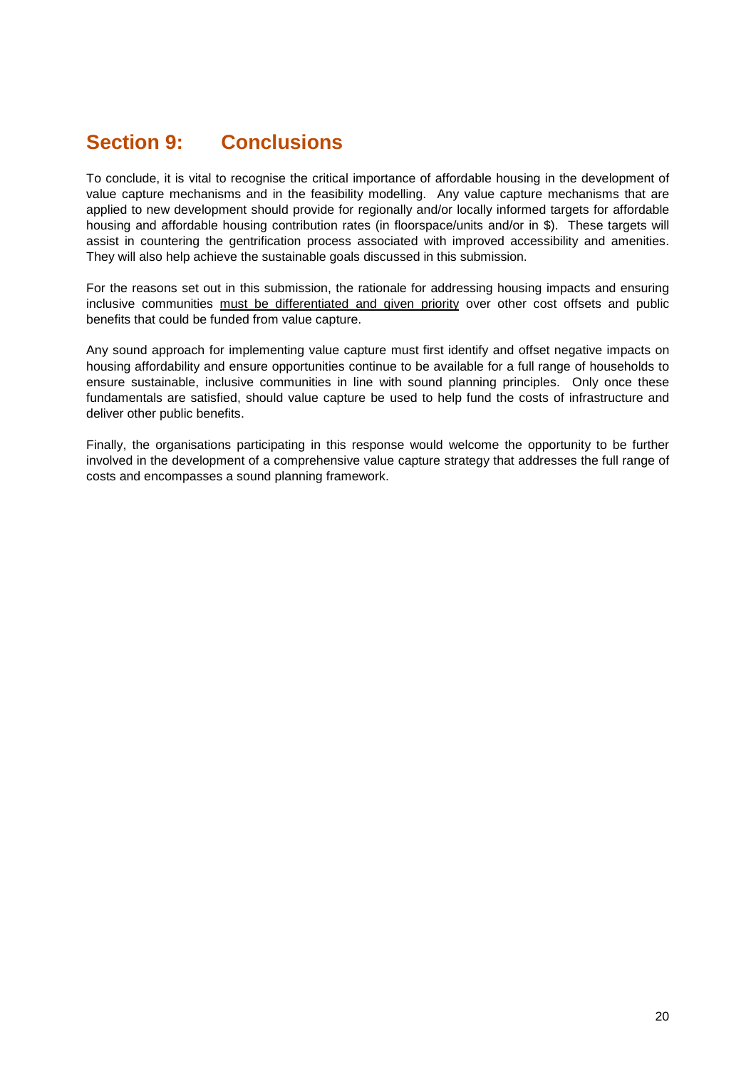## Section 9: Conclusions

To conclude, it is vital to recognise the critical importance of affordable housing in the development of value capture mechanisms and in the feasibility modelling. Any value capture mechanisms that are applied to new development should provide for regionally and/or locally informed targets for affordable housing and affordable housing contribution rates (in floorspace/units and/or in $). These targets will assist in countering the gentrification process associated with improved accessibility and amenities. They will also help achieve the sustainable goals discussed in this submission.

For the reasons set out in this submission, the rationale for addressing housing impacts and ensuring inclusive communities <u>must be differentiated and given priority</u> over other cost offsets and public benefits that could be funded from value capture.

Any sound approach for implementing value capture must first identify and offset negative impacts on housing affordability and ensure opportunities continue to be available for a full range of households to ensure sustainable, inclusive communities in line with sound planning principles. Only once these fundamentals are satisfied, should value capture be used to help fund the costs of infrastructure and deliver other public benefits.

Finally, the organisations participating in this response would welcome the opportunity to be further involved in the development of a comprehensive value capture strategy that addresses the full range of costs and encompasses a sound planning framework.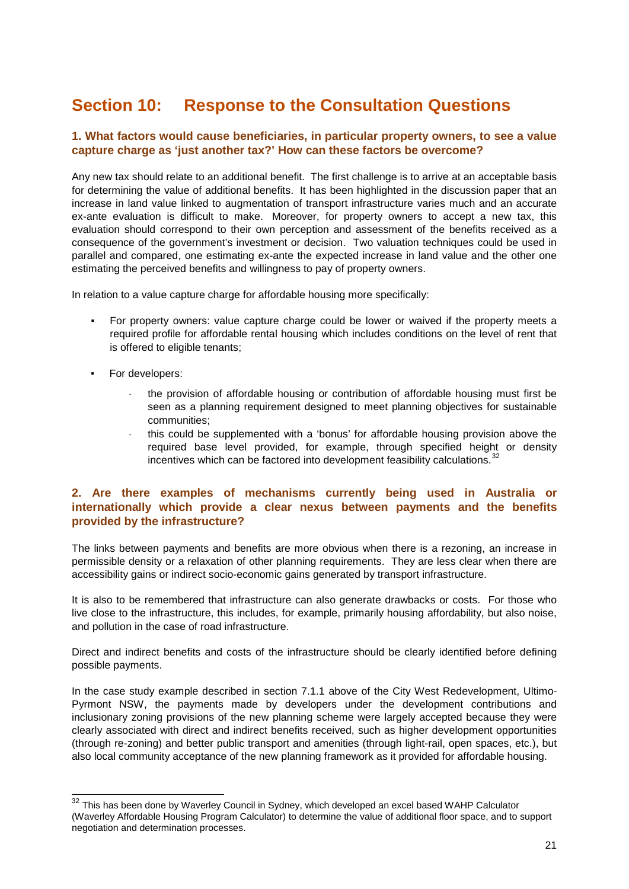# Section 10: Response to the Consultation Questions

### 1. What factors would cause beneficiaries, in particular property owners, to see a value capture charge as 'just another tax?' How can these factors be overcome?

Any new tax should relate to an additional benefit. The first challenge is to arrive at an acceptable basis for determining the value of additional benefits. It has been highlighted in the discussion paper that an increase in land value linked to augmentation of transport infrastructure varies much and an accurate ex-ante evaluation is difficult to make. Moreover, for property owners to accept a new tax, this evaluation should correspond to their own perception and assessment of the benefits received as a consequence of the government's investment or decision. Two valuation techniques could be used in parallel and compared, one estimating ex-ante the expected increase in land value and the other one estimating the perceived benefits and willingness to pay of property owners.

In relation to a value capture charge for affordable housing more specifically:

- For property owners: value capture charge could be lower or waived if the property meets a required profile for affordable rental housing which includes conditions on the level of rent that is offered to eligible tenants;
- For developers:
  - the provision of affordable housing or contribution of affordable housing must first be seen as a planning requirement designed to meet planning objectives for sustainable communities;
  - this could be supplemented with a 'bonus' for affordable housing provision above the required base level provided, for example, through specified height or density incentives which can be factored into development feasibility calculations.[32]

### 2. Are there examples of mechanisms currently being used in Australia or internationally which provide a clear nexus between payments and the benefits provided by the infrastructure?

The links between payments and benefits are more obvious when there is a rezoning, an increase in permissible density or a relaxation of other planning requirements. They are less clear when there are accessibility gains or indirect socio-economic gains generated by transport infrastructure.

It is also to be remembered that infrastructure can also generate drawbacks or costs. For those who live close to the infrastructure, this includes, for example, primarily housing affordability, but also noise, and pollution in the case of road infrastructure.

Direct and indirect benefits and costs of the infrastructure should be clearly identified before defining possible payments.

In the case study example described in section 7.1.1 above of the City West Redevelopment, Ultimo-Pyrmont NSW, the payments made by developers under the development contributions and inclusionary zoning provisions of the new planning scheme were largely accepted because they were clearly associated with direct and indirect benefits received, such as higher development opportunities (through re-zoning) and better public transport and amenities (through light-rail, open spaces, etc.), but also local community acceptance of the new planning framework as it provided for affordable housing.

---

[32] This has been done by Waverley Council in Sydney, which developed an excel based WAHP Calculator (Waverley Affordable Housing Program Calculator) to determine the value of additional floor space, and to support negotiation and determination processes.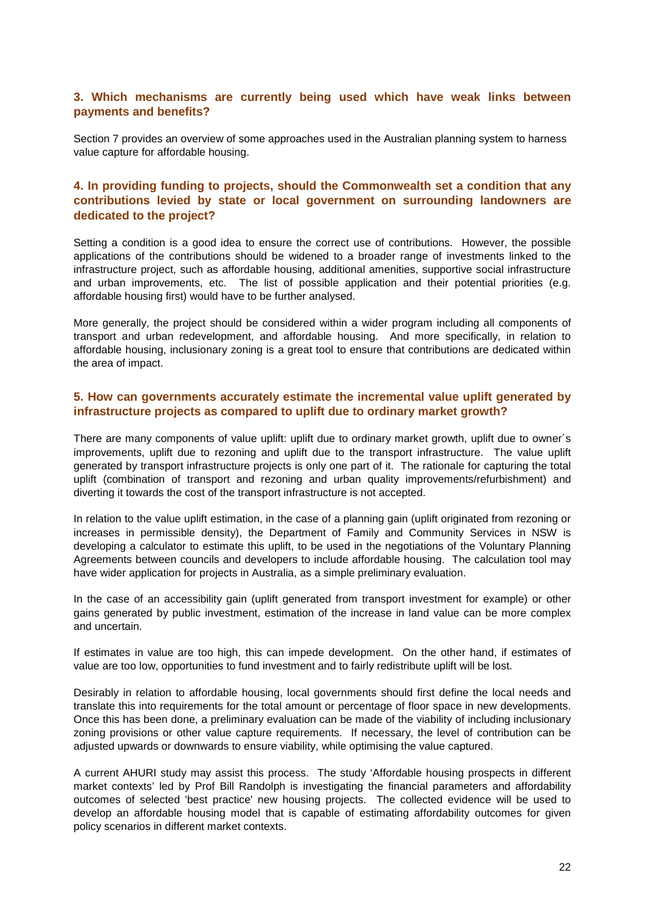### 3. Which mechanisms are currently being used which have weak links between payments and benefits?

Section 7 provides an overview of some approaches used in the Australian planning system to harness value capture for affordable housing.

### 4. In providing funding to projects, should the Commonwealth set a condition that any contributions levied by state or local government on surrounding landowners are dedicated to the project?

Setting a condition is a good idea to ensure the correct use of contributions. However, the possible applications of the contributions should be widened to a broader range of investments linked to the infrastructure project, such as affordable housing, additional amenities, supportive social infrastructure and urban improvements, etc. The list of possible application and their potential priorities (e.g. affordable housing first) would have to be further analysed.

More generally, the project should be considered within a wider program including all components of transport and urban redevelopment, and affordable housing. And more specifically, in relation to affordable housing, inclusionary zoning is a great tool to ensure that contributions are dedicated within the area of impact.

### 5. How can governments accurately estimate the incremental value uplift generated by infrastructure projects as compared to uplift due to ordinary market growth?

There are many components of value uplift: uplift due to ordinary market growth, uplift due to owner´s improvements, uplift due to rezoning and uplift due to the transport infrastructure. The value uplift generated by transport infrastructure projects is only one part of it. The rationale for capturing the total uplift (combination of transport and rezoning and urban quality improvements/refurbishment) and diverting it towards the cost of the transport infrastructure is not accepted.

In relation to the value uplift estimation, in the case of a planning gain (uplift originated from rezoning or increases in permissible density), the Department of Family and Community Services in NSW is developing a calculator to estimate this uplift, to be used in the negotiations of the Voluntary Planning Agreements between councils and developers to include affordable housing. The calculation tool may have wider application for projects in Australia, as a simple preliminary evaluation.

In the case of an accessibility gain (uplift generated from transport investment for example) or other gains generated by public investment, estimation of the increase in land value can be more complex and uncertain.

If estimates in value are too high, this can impede development. On the other hand, if estimates of value are too low, opportunities to fund investment and to fairly redistribute uplift will be lost.

Desirably in relation to affordable housing, local governments should first define the local needs and translate this into requirements for the total amount or percentage of floor space in new developments. Once this has been done, a preliminary evaluation can be made of the viability of including inclusionary zoning provisions or other value capture requirements. If necessary, the level of contribution can be adjusted upwards or downwards to ensure viability, while optimising the value captured.

A current AHURI study may assist this process. The study 'Affordable housing prospects in different market contexts' led by Prof Bill Randolph is investigating the financial parameters and affordability outcomes of selected 'best practice' new housing projects. The collected evidence will be used to develop an affordable housing model that is capable of estimating affordability outcomes for given policy scenarios in different market contexts.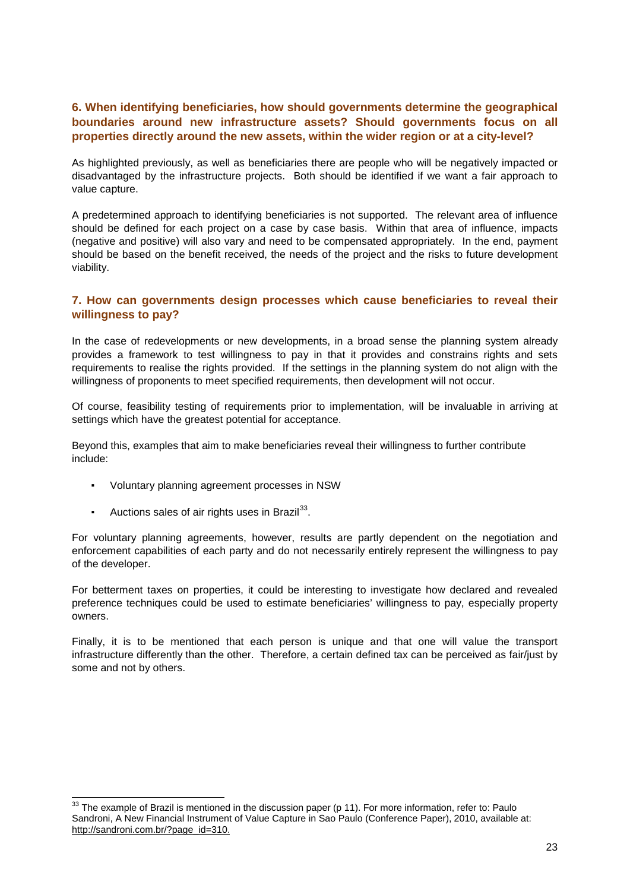### 6. When identifying beneficiaries, how should governments determine the geographical boundaries around new infrastructure assets? Should governments focus on all properties directly around the new assets, within the wider region or at a city-level?

As highlighted previously, as well as beneficiaries there are people who will be negatively impacted or disadvantaged by the infrastructure projects. Both should be identified if we want a fair approach to value capture.

A predetermined approach to identifying beneficiaries is not supported. The relevant area of influence should be defined for each project on a case by case basis. Within that area of influence, impacts (negative and positive) will also vary and need to be compensated appropriately. In the end, payment should be based on the benefit received, the needs of the project and the risks to future development viability.

### 7. How can governments design processes which cause beneficiaries to reveal their willingness to pay?

In the case of redevelopments or new developments, in a broad sense the planning system already provides a framework to test willingness to pay in that it provides and constrains rights and sets requirements to realise the rights provided. If the settings in the planning system do not align with the willingness of proponents to meet specified requirements, then development will not occur.

Of course, feasibility testing of requirements prior to implementation, will be invaluable in arriving at settings which have the greatest potential for acceptance.

Beyond this, examples that aim to make beneficiaries reveal their willingness to further contribute include:

- Voluntary planning agreement processes in NSW
- Auctions sales of air rights uses in Brazil[33].

For voluntary planning agreements, however, results are partly dependent on the negotiation and enforcement capabilities of each party and do not necessarily entirely represent the willingness to pay of the developer.

For betterment taxes on properties, it could be interesting to investigate how declared and revealed preference techniques could be used to estimate beneficiaries' willingness to pay, especially property owners.

Finally, it is to be mentioned that each person is unique and that one will value the transport infrastructure differently than the other. Therefore, a certain defined tax can be perceived as fair/just by some and not by others.

---

[33] The example of Brazil is mentioned in the discussion paper (p 11). For more information, refer to: Paulo Sandroni, A New Financial Instrument of Value Capture in Sao Paulo (Conference Paper), 2010, available at: http://sandroni.com.br/?page_id=310.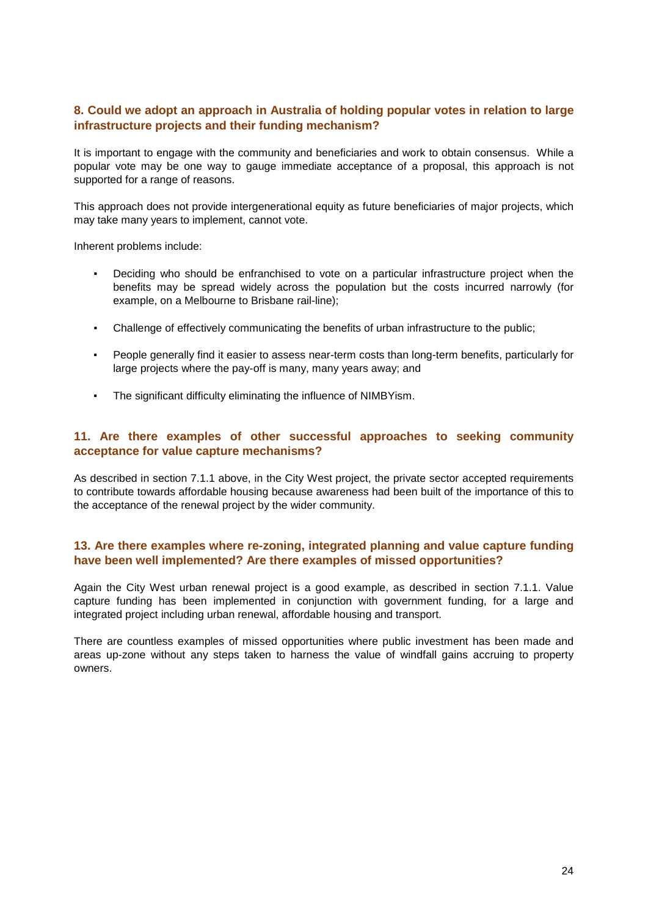### 8. Could we adopt an approach in Australia of holding popular votes in relation to large infrastructure projects and their funding mechanism?

It is important to engage with the community and beneficiaries and work to obtain consensus. While a popular vote may be one way to gauge immediate acceptance of a proposal, this approach is not supported for a range of reasons.

This approach does not provide intergenerational equity as future beneficiaries of major projects, which may take many years to implement, cannot vote.

Inherent problems include:

- Deciding who should be enfranchised to vote on a particular infrastructure project when the benefits may be spread widely across the population but the costs incurred narrowly (for example, on a Melbourne to Brisbane rail-line);
- Challenge of effectively communicating the benefits of urban infrastructure to the public;
- People generally find it easier to assess near-term costs than long-term benefits, particularly for large projects where the pay-off is many, many years away; and
- The significant difficulty eliminating the influence of NIMBYism.

### 11. Are there examples of other successful approaches to seeking community acceptance for value capture mechanisms?

As described in section 7.1.1 above, in the City West project, the private sector accepted requirements to contribute towards affordable housing because awareness had been built of the importance of this to the acceptance of the renewal project by the wider community.

### 13. Are there examples where re-zoning, integrated planning and value capture funding have been well implemented? Are there examples of missed opportunities?

Again the City West urban renewal project is a good example, as described in section 7.1.1. Value capture funding has been implemented in conjunction with government funding, for a large and integrated project including urban renewal, affordable housing and transport.

There are countless examples of missed opportunities where public investment has been made and areas up-zone without any steps taken to harness the value of windfall gains accruing to property owners.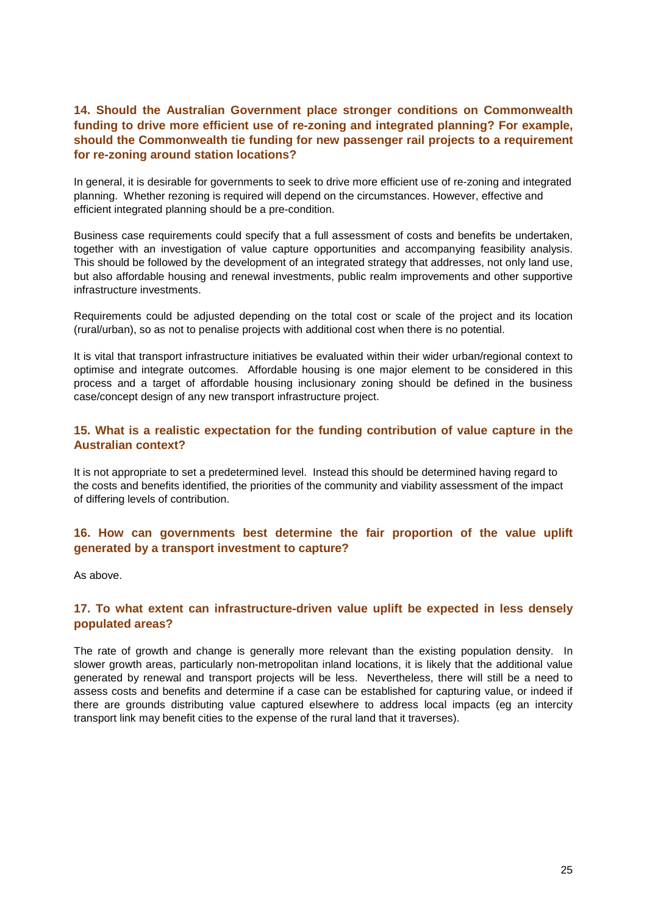### 14. Should the Australian Government place stronger conditions on Commonwealth funding to drive more efficient use of re-zoning and integrated planning? For example, should the Commonwealth tie funding for new passenger rail projects to a requirement for re-zoning around station locations?

In general, it is desirable for governments to seek to drive more efficient use of re-zoning and integrated planning. Whether rezoning is required will depend on the circumstances. However, effective and efficient integrated planning should be a pre-condition.

Business case requirements could specify that a full assessment of costs and benefits be undertaken, together with an investigation of value capture opportunities and accompanying feasibility analysis. This should be followed by the development of an integrated strategy that addresses, not only land use, but also affordable housing and renewal investments, public realm improvements and other supportive infrastructure investments.

Requirements could be adjusted depending on the total cost or scale of the project and its location (rural/urban), so as not to penalise projects with additional cost when there is no potential.

It is vital that transport infrastructure initiatives be evaluated within their wider urban/regional context to optimise and integrate outcomes. Affordable housing is one major element to be considered in this process and a target of affordable housing inclusionary zoning should be defined in the business case/concept design of any new transport infrastructure project.

### 15. What is a realistic expectation for the funding contribution of value capture in the Australian context?

It is not appropriate to set a predetermined level. Instead this should be determined having regard to the costs and benefits identified, the priorities of the community and viability assessment of the impact of differing levels of contribution.

### 16. How can governments best determine the fair proportion of the value uplift generated by a transport investment to capture?

As above.

### 17. To what extent can infrastructure-driven value uplift be expected in less densely populated areas?

The rate of growth and change is generally more relevant than the existing population density. In slower growth areas, particularly non-metropolitan inland locations, it is likely that the additional value generated by renewal and transport projects will be less. Nevertheless, there will still be a need to assess costs and benefits and determine if a case can be established for capturing value, or indeed if there are grounds distributing value captured elsewhere to address local impacts (eg an intercity transport link may benefit cities to the expense of the rural land that it traverses).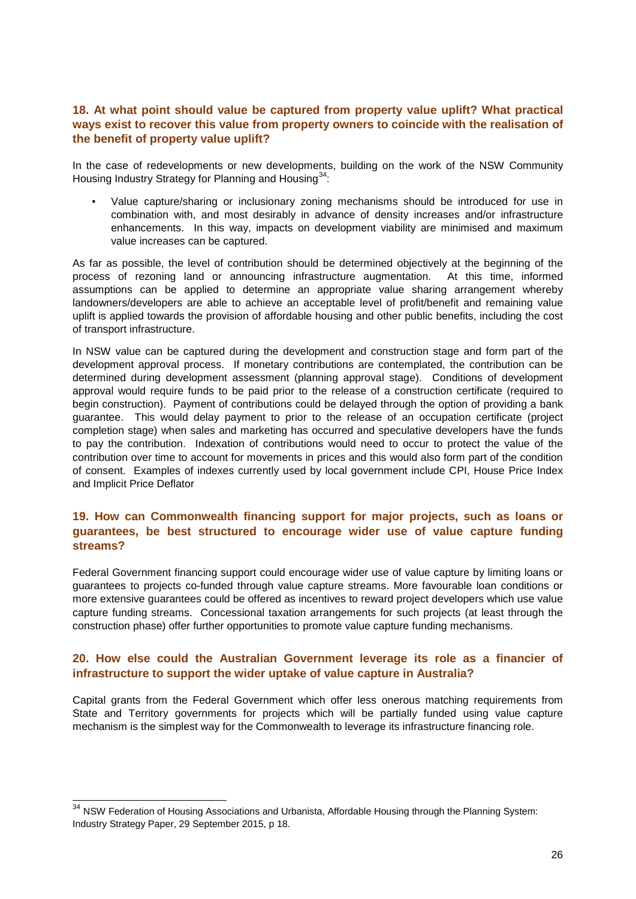### 18. At what point should value be captured from property value uplift? What practical ways exist to recover this value from property owners to coincide with the realisation of the benefit of property value uplift?

In the case of redevelopments or new developments, building on the work of the NSW Community Housing Industry Strategy for Planning and Housing[34]:

- Value capture/sharing or inclusionary zoning mechanisms should be introduced for use in combination with, and most desirably in advance of density increases and/or infrastructure enhancements. In this way, impacts on development viability are minimised and maximum value increases can be captured.

As far as possible, the level of contribution should be determined objectively at the beginning of the process of rezoning land or announcing infrastructure augmentation. At this time, informed assumptions can be applied to determine an appropriate value sharing arrangement whereby landowners/developers are able to achieve an acceptable level of profit/benefit and remaining value uplift is applied towards the provision of affordable housing and other public benefits, including the cost of transport infrastructure.

In NSW value can be captured during the development and construction stage and form part of the development approval process. If monetary contributions are contemplated, the contribution can be determined during development assessment (planning approval stage). Conditions of development approval would require funds to be paid prior to the release of a construction certificate (required to begin construction). Payment of contributions could be delayed through the option of providing a bank guarantee. This would delay payment to prior to the release of an occupation certificate (project completion stage) when sales and marketing has occurred and speculative developers have the funds to pay the contribution. Indexation of contributions would need to occur to protect the value of the contribution over time to account for movements in prices and this would also form part of the condition of consent. Examples of indexes currently used by local government include CPI, House Price Index and Implicit Price Deflator

### 19. How can Commonwealth financing support for major projects, such as loans or guarantees, be best structured to encourage wider use of value capture funding streams?

Federal Government financing support could encourage wider use of value capture by limiting loans or guarantees to projects co-funded through value capture streams. More favourable loan conditions or more extensive guarantees could be offered as incentives to reward project developers which use value capture funding streams. Concessional taxation arrangements for such projects (at least through the construction phase) offer further opportunities to promote value capture funding mechanisms.

### 20. How else could the Australian Government leverage its role as a financier of infrastructure to support the wider uptake of value capture in Australia?

Capital grants from the Federal Government which offer less onerous matching requirements from State and Territory governments for projects which will be partially funded using value capture mechanism is the simplest way for the Commonwealth to leverage its infrastructure financing role.

---

[34] NSW Federation of Housing Associations and Urbanista, Affordable Housing through the Planning System: Industry Strategy Paper, 29 September 2015, p 18.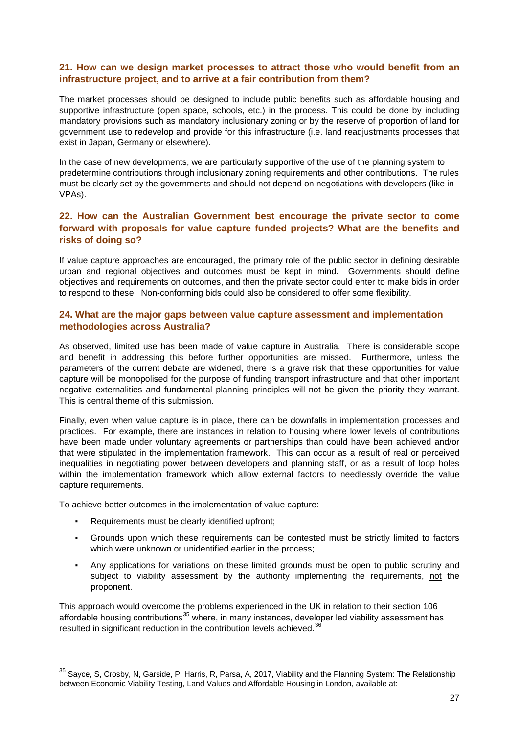### 21. How can we design market processes to attract those who would benefit from an infrastructure project, and to arrive at a fair contribution from them?

The market processes should be designed to include public benefits such as affordable housing and supportive infrastructure (open space, schools, etc.) in the process. This could be done by including mandatory provisions such as mandatory inclusionary zoning or by the reserve of proportion of land for government use to redevelop and provide for this infrastructure (i.e. land readjustments processes that exist in Japan, Germany or elsewhere).

In the case of new developments, we are particularly supportive of the use of the planning system to predetermine contributions through inclusionary zoning requirements and other contributions. The rules must be clearly set by the governments and should not depend on negotiations with developers (like in VPAs).

### 22. How can the Australian Government best encourage the private sector to come forward with proposals for value capture funded projects? What are the benefits and risks of doing so?

If value capture approaches are encouraged, the primary role of the public sector in defining desirable urban and regional objectives and outcomes must be kept in mind. Governments should define objectives and requirements on outcomes, and then the private sector could enter to make bids in order to respond to these. Non-conforming bids could also be considered to offer some flexibility.

### 24. What are the major gaps between value capture assessment and implementation methodologies across Australia?

As observed, limited use has been made of value capture in Australia. There is considerable scope and benefit in addressing this before further opportunities are missed. Furthermore, unless the parameters of the current debate are widened, there is a grave risk that these opportunities for value capture will be monopolised for the purpose of funding transport infrastructure and that other important negative externalities and fundamental planning principles will not be given the priority they warrant. This is central theme of this submission.

Finally, even when value capture is in place, there can be downfalls in implementation processes and practices. For example, there are instances in relation to housing where lower levels of contributions have been made under voluntary agreements or partnerships than could have been achieved and/or that were stipulated in the implementation framework. This can occur as a result of real or perceived inequalities in negotiating power between developers and planning staff, or as a result of loop holes within the implementation framework which allow external factors to needlessly override the value capture requirements.

To achieve better outcomes in the implementation of value capture:

- Requirements must be clearly identified upfront;
- Grounds upon which these requirements can be contested must be strictly limited to factors which were unknown or unidentified earlier in the process;
- Any applications for variations on these limited grounds must be open to public scrutiny and subject to viability assessment by the authority implementing the requirements, <u>not</u> the proponent.

This approach would overcome the problems experienced in the UK in relation to their section 106 affordable housing contributions[35] where, in many instances, developer led viability assessment has resulted in significant reduction in the contribution levels achieved.[36]

---

[35] Sayce, S, Crosby, N, Garside, P, Harris, R, Parsa, A, 2017, Viability and the Planning System: The Relationship between Economic Viability Testing, Land Values and Affordable Housing in London, available at: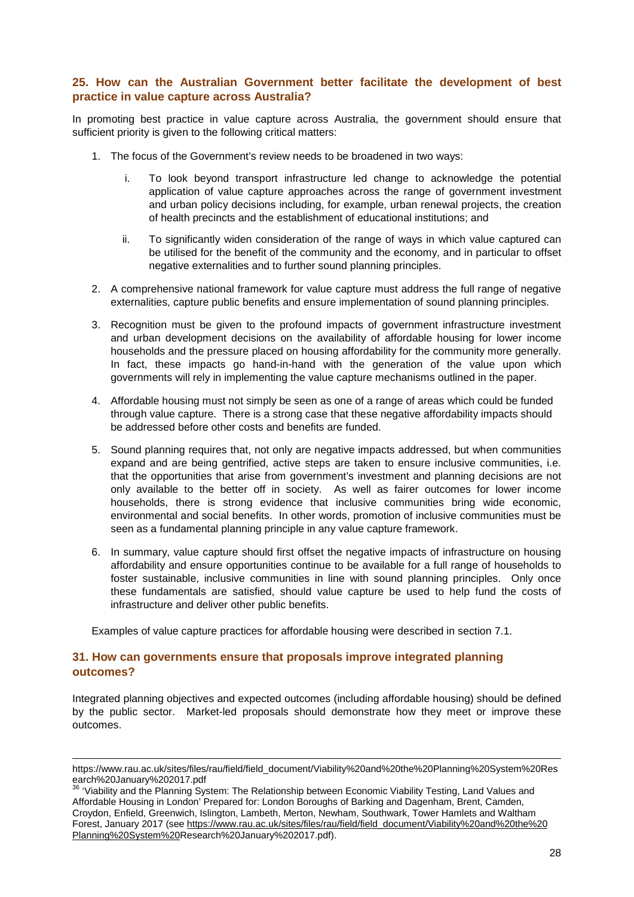## 25. How can the Australian Government better facilitate the development of best practice in value capture across Australia?

In promoting best practice in value capture across Australia, the government should ensure that sufficient priority is given to the following critical matters:

1. The focus of the Government's review needs to be broadened in two ways:

   i. To look beyond transport infrastructure led change to acknowledge the potential application of value capture approaches across the range of government investment and urban policy decisions including, for example, urban renewal projects, the creation of health precincts and the establishment of educational institutions; and

   ii. To significantly widen consideration of the range of ways in which value captured can be utilised for the benefit of the community and the economy, and in particular to offset negative externalities and to further sound planning principles.

2. A comprehensive national framework for value capture must address the full range of negative externalities, capture public benefits and ensure implementation of sound planning principles.

3. Recognition must be given to the profound impacts of government infrastructure investment and urban development decisions on the availability of affordable housing for lower income households and the pressure placed on housing affordability for the community more generally. In fact, these impacts go hand-in-hand with the generation of the value upon which governments will rely in implementing the value capture mechanisms outlined in the paper.

4. Affordable housing must not simply be seen as one of a range of areas which could be funded through value capture. There is a strong case that these negative affordability impacts should be addressed before other costs and benefits are funded.

5. Sound planning requires that, not only are negative impacts addressed, but when communities expand and are being gentrified, active steps are taken to ensure inclusive communities, i.e. that the opportunities that arise from government's investment and planning decisions are not only available to the better off in society. As well as fairer outcomes for lower income households, there is strong evidence that inclusive communities bring wide economic, environmental and social benefits. In other words, promotion of inclusive communities must be seen as a fundamental planning principle in any value capture framework.

6. In summary, value capture should first offset the negative impacts of infrastructure on housing affordability and ensure opportunities continue to be available for a full range of households to foster sustainable, inclusive communities in line with sound planning principles. Only once these fundamentals are satisfied, should value capture be used to help fund the costs of infrastructure and deliver other public benefits.

Examples of value capture practices for affordable housing were described in section 7.1.

## 31. How can governments ensure that proposals improve integrated planning outcomes?

Integrated planning objectives and expected outcomes (including affordable housing) should be defined by the public sector. Market-led proposals should demonstrate how they meet or improve these outcomes.

---

https://www.rau.ac.uk/sites/files/rau/field/field_document/Viability%20and%20the%20Planning%20System%20Research%20January%202017.pdf

[36] 'Viability and the Planning System: The Relationship between Economic Viability Testing, Land Values and Affordable Housing in London' Prepared for: London Boroughs of Barking and Dagenham, Brent, Camden, Croydon, Enfield, Greenwich, Islington, Lambeth, Merton, Newham, Southwark, Tower Hamlets and Waltham Forest, January 2017 (see https://www.rau.ac.uk/sites/files/rau/field/field_document/Viability%20and%20the%20Planning%20System%20Research%20January%202017.pdf).